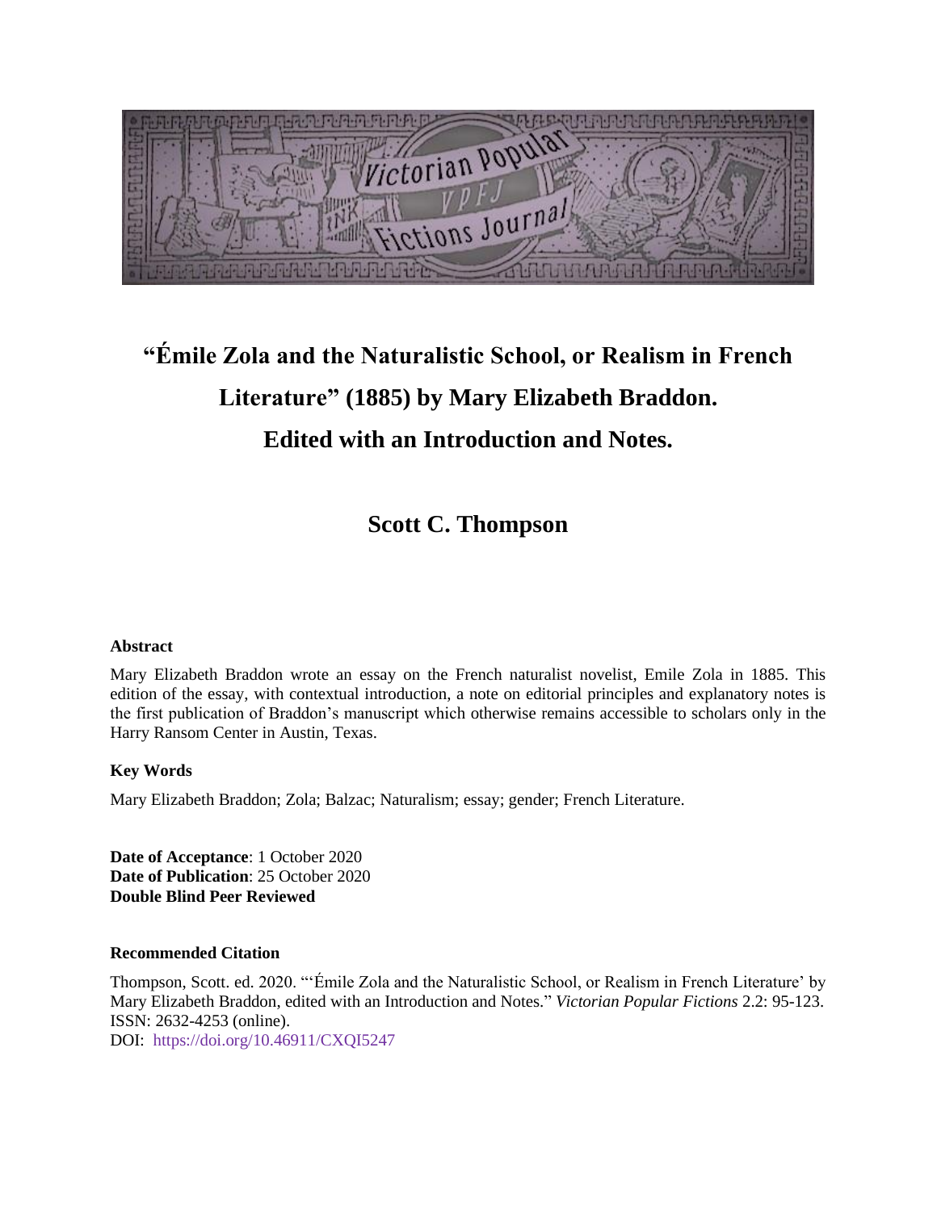# "Émile Zola and the Naturalistic School, or Realism in French Literature" (1885) by Mary Elizabeth Braddon. Edited with an Introduction and Notes.

## Scott C. Thompson

**Abstract**

Mary Elizabeth Braddon wrote an essay on the French naturalist novelist, Emile Zola in 1885. This edition of the essay, with contextual introduction, a note on editorial principles and explanatory notes is the first publication of Braddon's manuscript which otherwise remains accessible to scholars only in the Harry Ransom Center in Austin, Texas.

**Key Words**

Mary Elizabeth Braddon; Zola; Balzac; Naturalism; essay; gender; French Literature.

**Date of Acceptance**: 1 October 2020
**Date of Publication**: 25 October 2020
**Double Blind Peer Reviewed**

**Recommended Citation**

Thompson, Scott. ed. 2020. "'Émile Zola and the Naturalistic School, or Realism in French Literature' by Mary Elizabeth Braddon, edited with an Introduction and Notes." *Victorian Popular Fictions* 2.2: 95-123. ISSN: 2632-4253 (online).
DOI: https://doi.org/10.46911/CXQI5247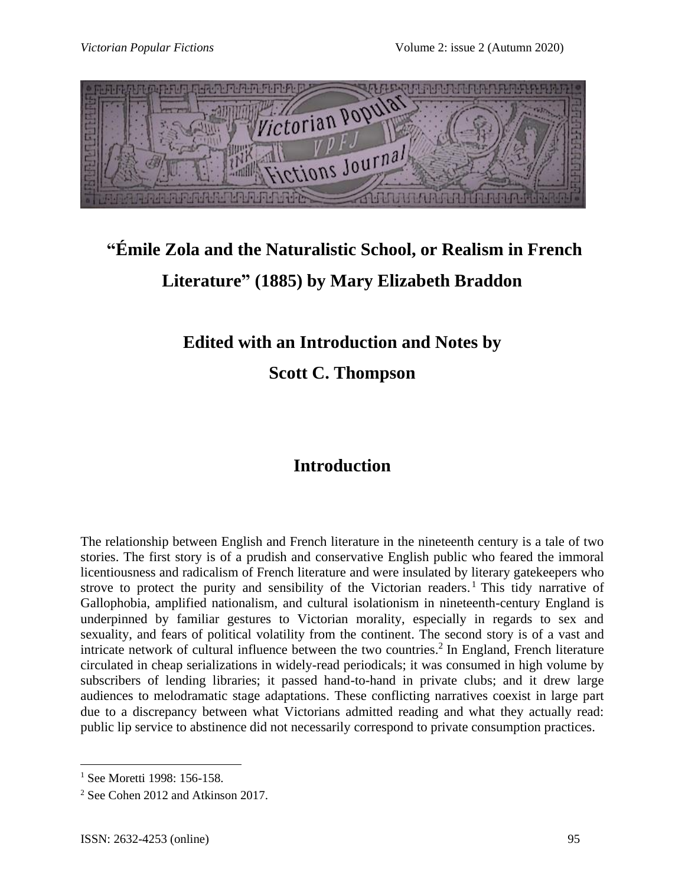# "Émile Zola and the Naturalistic School, or Realism in French Literature" (1885) by Mary Elizabeth Braddon

## Edited with an Introduction and Notes by

## Scott C. Thompson

## Introduction

The relationship between English and French literature in the nineteenth century is a tale of two stories. The first story is of a prudish and conservative English public who feared the immoral licentiousness and radicalism of French literature and were insulated by literary gatekeepers who strove to protect the purity and sensibility of the Victorian readers.[1] This tidy narrative of Gallophobia, amplified nationalism, and cultural isolationism in nineteenth-century England is underpinned by familiar gestures to Victorian morality, especially in regards to sex and sexuality, and fears of political volatility from the continent. The second story is of a vast and intricate network of cultural influence between the two countries.[2] In England, French literature circulated in cheap serializations in widely-read periodicals; it was consumed in high volume by subscribers of lending libraries; it passed hand-to-hand in private clubs; and it drew large audiences to melodramatic stage adaptations. These conflicting narratives coexist in large part due to a discrepancy between what Victorians admitted reading and what they actually read: public lip service to abstinence did not necessarily correspond to private consumption practices.

[1] See Moretti 1998: 156-158.

[2] See Cohen 2012 and Atkinson 2017.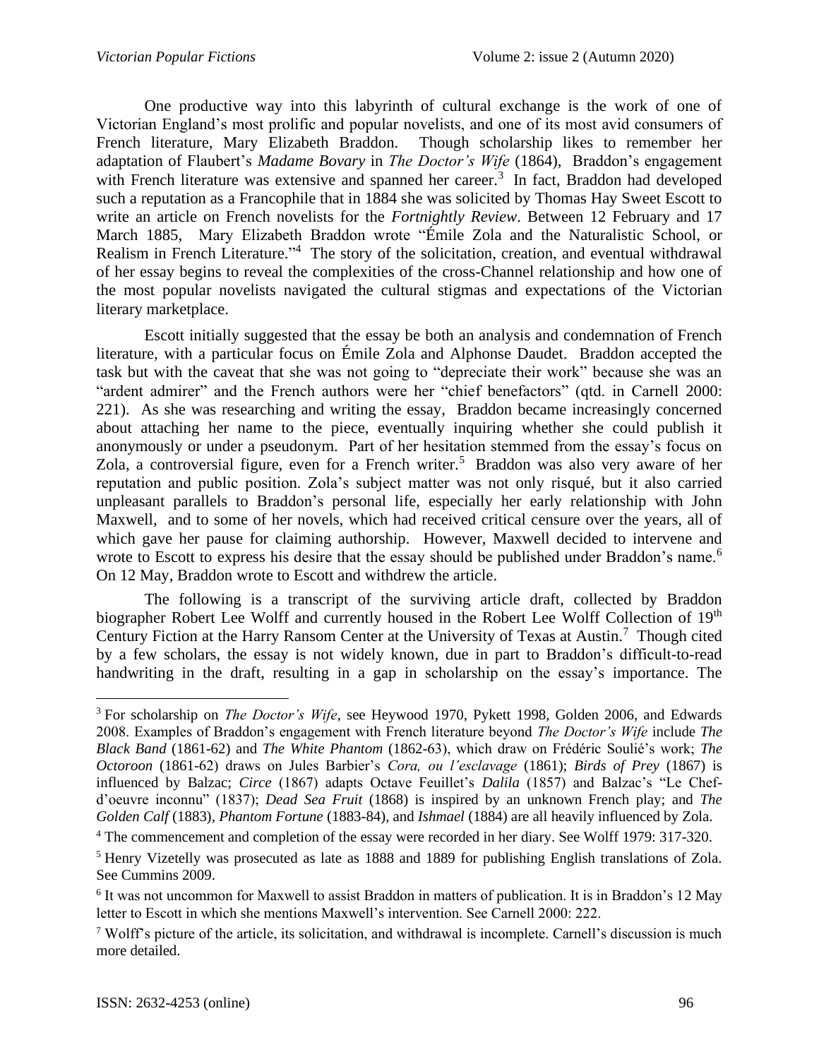One productive way into this labyrinth of cultural exchange is the work of one of Victorian England's most prolific and popular novelists, and one of its most avid consumers of French literature, Mary Elizabeth Braddon. Though scholarship likes to remember her adaptation of Flaubert's *Madame Bovary* in *The Doctor's Wife* (1864), Braddon's engagement with French literature was extensive and spanned her career.[3] In fact, Braddon had developed such a reputation as a Francophile that in 1884 she was solicited by Thomas Hay Sweet Escott to write an article on French novelists for the *Fortnightly Review*. Between 12 February and 17 March 1885, Mary Elizabeth Braddon wrote "Émile Zola and the Naturalistic School, or Realism in French Literature."[4] The story of the solicitation, creation, and eventual withdrawal of her essay begins to reveal the complexities of the cross-Channel relationship and how one of the most popular novelists navigated the cultural stigmas and expectations of the Victorian literary marketplace.

Escott initially suggested that the essay be both an analysis and condemnation of French literature, with a particular focus on Émile Zola and Alphonse Daudet. Braddon accepted the task but with the caveat that she was not going to "depreciate their work" because she was an "ardent admirer" and the French authors were her "chief benefactors" (qtd. in Carnell 2000: 221). As she was researching and writing the essay, Braddon became increasingly concerned about attaching her name to the piece, eventually inquiring whether she could publish it anonymously or under a pseudonym. Part of her hesitation stemmed from the essay's focus on Zola, a controversial figure, even for a French writer.[5] Braddon was also very aware of her reputation and public position. Zola's subject matter was not only risqué, but it also carried unpleasant parallels to Braddon's personal life, especially her early relationship with John Maxwell, and to some of her novels, which had received critical censure over the years, all of which gave her pause for claiming authorship. However, Maxwell decided to intervene and wrote to Escott to express his desire that the essay should be published under Braddon's name.[6] On 12 May, Braddon wrote to Escott and withdrew the article.

The following is a transcript of the surviving article draft, collected by Braddon biographer Robert Lee Wolff and currently housed in the Robert Lee Wolff Collection of 19th Century Fiction at the Harry Ransom Center at the University of Texas at Austin.[7] Though cited by a few scholars, the essay is not widely known, due in part to Braddon's difficult-to-read handwriting in the draft, resulting in a gap in scholarship on the essay's importance. The

---

[3] For scholarship on *The Doctor's Wife*, see Heywood 1970, Pykett 1998, Golden 2006, and Edwards 2008. Examples of Braddon's engagement with French literature beyond *The Doctor's Wife* include *The Black Band* (1861-62) and *The White Phantom* (1862-63), which draw on Frédéric Soulié's work; *The Octoroon* (1861-62) draws on Jules Barbier's *Cora, ou l'esclavage* (1861); *Birds of Prey* (1867) is influenced by Balzac; *Circe* (1867) adapts Octave Feuillet's *Dalila* (1857) and Balzac's "Le Chef-d'oeuvre inconnu" (1837); *Dead Sea Fruit* (1868) is inspired by an unknown French play; and *The Golden Calf* (1883), *Phantom Fortune* (1883-84), and *Ishmael* (1884) are all heavily influenced by Zola.

[4] The commencement and completion of the essay were recorded in her diary. See Wolff 1979: 317-320.

[5] Henry Vizetelly was prosecuted as late as 1888 and 1889 for publishing English translations of Zola. See Cummins 2009.

[6] It was not uncommon for Maxwell to assist Braddon in matters of publication. It is in Braddon's 12 May letter to Escott in which she mentions Maxwell's intervention. See Carnell 2000: 222.

[7] Wolff's picture of the article, its solicitation, and withdrawal is incomplete. Carnell's discussion is much more detailed.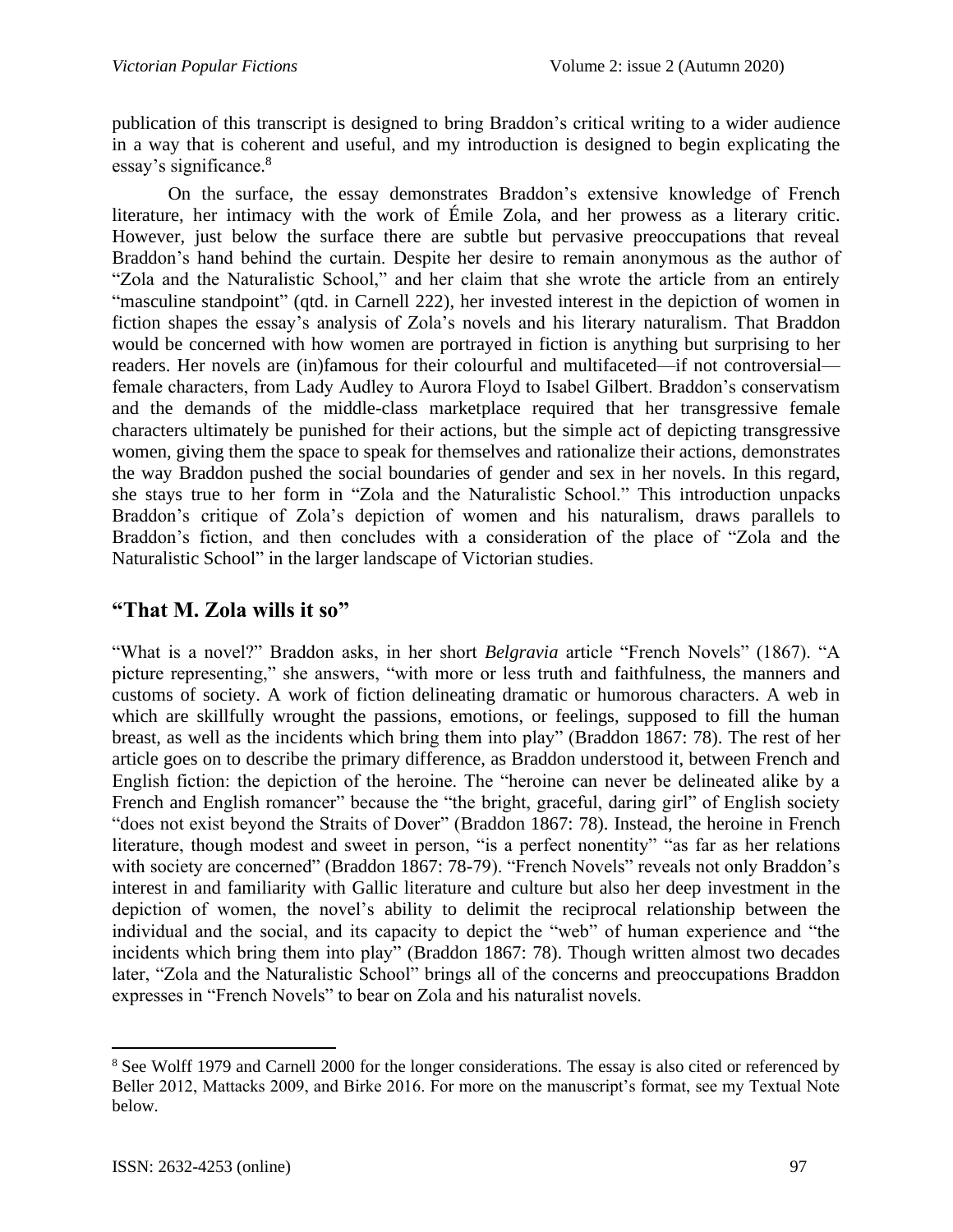publication of this transcript is designed to bring Braddon's critical writing to a wider audience in a way that is coherent and useful, and my introduction is designed to begin explicating the essay's significance.[8]

On the surface, the essay demonstrates Braddon's extensive knowledge of French literature, her intimacy with the work of Émile Zola, and her prowess as a literary critic. However, just below the surface there are subtle but pervasive preoccupations that reveal Braddon's hand behind the curtain. Despite her desire to remain anonymous as the author of "Zola and the Naturalistic School," and her claim that she wrote the article from an entirely "masculine standpoint" (qtd. in Carnell 222), her invested interest in the depiction of women in fiction shapes the essay's analysis of Zola's novels and his literary naturalism. That Braddon would be concerned with how women are portrayed in fiction is anything but surprising to her readers. Her novels are (in)famous for their colourful and multifaceted—if not controversial—female characters, from Lady Audley to Aurora Floyd to Isabel Gilbert. Braddon's conservatism and the demands of the middle-class marketplace required that her transgressive female characters ultimately be punished for their actions, but the simple act of depicting transgressive women, giving them the space to speak for themselves and rationalize their actions, demonstrates the way Braddon pushed the social boundaries of gender and sex in her novels. In this regard, she stays true to her form in "Zola and the Naturalistic School." This introduction unpacks Braddon's critique of Zola's depiction of women and his naturalism, draws parallels to Braddon's fiction, and then concludes with a consideration of the place of "Zola and the Naturalistic School" in the larger landscape of Victorian studies.

## "That M. Zola wills it so"

"What is a novel?" Braddon asks, in her short *Belgravia* article "French Novels" (1867). "A picture representing," she answers, "with more or less truth and faithfulness, the manners and customs of society. A work of fiction delineating dramatic or humorous characters. A web in which are skillfully wrought the passions, emotions, or feelings, supposed to fill the human breast, as well as the incidents which bring them into play" (Braddon 1867: 78). The rest of her article goes on to describe the primary difference, as Braddon understood it, between French and English fiction: the depiction of the heroine. The "heroine can never be delineated alike by a French and English romancer" because the "the bright, graceful, daring girl" of English society "does not exist beyond the Straits of Dover" (Braddon 1867: 78). Instead, the heroine in French literature, though modest and sweet in person, "is a perfect nonentity" "as far as her relations with society are concerned" (Braddon 1867: 78-79). "French Novels" reveals not only Braddon's interest in and familiarity with Gallic literature and culture but also her deep investment in the depiction of women, the novel's ability to delimit the reciprocal relationship between the individual and the social, and its capacity to depict the "web" of human experience and "the incidents which bring them into play" (Braddon 1867: 78). Though written almost two decades later, "Zola and the Naturalistic School" brings all of the concerns and preoccupations Braddon expresses in "French Novels" to bear on Zola and his naturalist novels.

[8] See Wolff 1979 and Carnell 2000 for the longer considerations. The essay is also cited or referenced by Beller 2012, Mattacks 2009, and Birke 2016. For more on the manuscript's format, see my Textual Note below.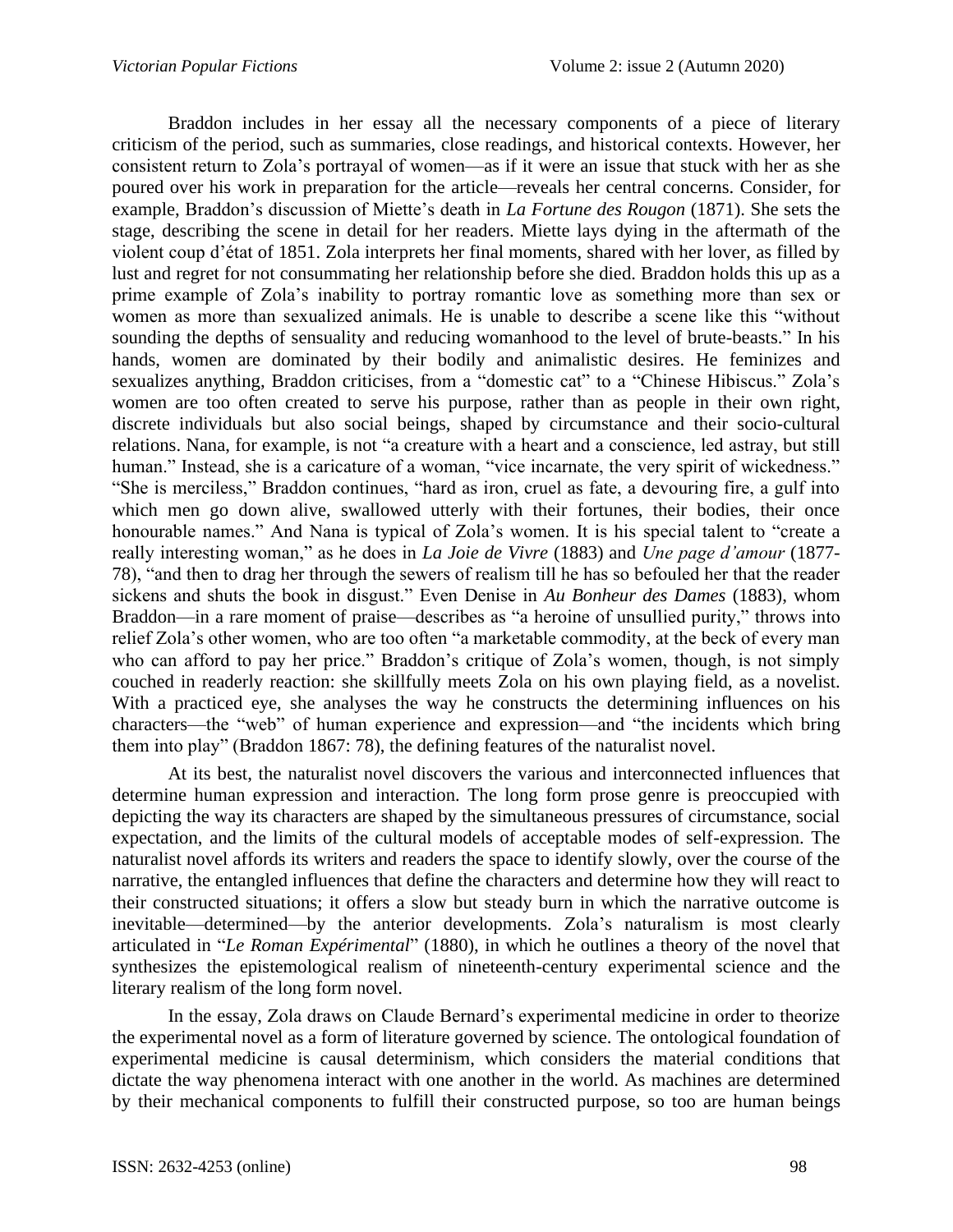Braddon includes in her essay all the necessary components of a piece of literary criticism of the period, such as summaries, close readings, and historical contexts. However, her consistent return to Zola's portrayal of women—as if it were an issue that stuck with her as she poured over his work in preparation for the article—reveals her central concerns. Consider, for example, Braddon's discussion of Miette's death in *La Fortune des Rougon* (1871). She sets the stage, describing the scene in detail for her readers. Miette lays dying in the aftermath of the violent coup d'état of 1851. Zola interprets her final moments, shared with her lover, as filled by lust and regret for not consummating her relationship before she died. Braddon holds this up as a prime example of Zola's inability to portray romantic love as something more than sex or women as more than sexualized animals. He is unable to describe a scene like this "without sounding the depths of sensuality and reducing womanhood to the level of brute-beasts." In his hands, women are dominated by their bodily and animalistic desires. He feminizes and sexualizes anything, Braddon criticises, from a "domestic cat" to a "Chinese Hibiscus." Zola's women are too often created to serve his purpose, rather than as people in their own right, discrete individuals but also social beings, shaped by circumstance and their socio-cultural relations. Nana, for example, is not "a creature with a heart and a conscience, led astray, but still human." Instead, she is a caricature of a woman, "vice incarnate, the very spirit of wickedness." "She is merciless," Braddon continues, "hard as iron, cruel as fate, a devouring fire, a gulf into which men go down alive, swallowed utterly with their fortunes, their bodies, their once honourable names." And Nana is typical of Zola's women. It is his special talent to "create a really interesting woman," as he does in *La Joie de Vivre* (1883) and *Une page d'amour* (1877-78), "and then to drag her through the sewers of realism till he has so befouled her that the reader sickens and shuts the book in disgust." Even Denise in *Au Bonheur des Dames* (1883), whom Braddon—in a rare moment of praise—describes as "a heroine of unsullied purity," throws into relief Zola's other women, who are too often "a marketable commodity, at the beck of every man who can afford to pay her price." Braddon's critique of Zola's women, though, is not simply couched in readerly reaction: she skillfully meets Zola on his own playing field, as a novelist. With a practiced eye, she analyses the way he constructs the determining influences on his characters—the "web" of human experience and expression—and "the incidents which bring them into play" (Braddon 1867: 78), the defining features of the naturalist novel.

At its best, the naturalist novel discovers the various and interconnected influences that determine human expression and interaction. The long form prose genre is preoccupied with depicting the way its characters are shaped by the simultaneous pressures of circumstance, social expectation, and the limits of the cultural models of acceptable modes of self-expression. The naturalist novel affords its writers and readers the space to identify slowly, over the course of the narrative, the entangled influences that define the characters and determine how they will react to their constructed situations; it offers a slow but steady burn in which the narrative outcome is inevitable—determined—by the anterior developments. Zola's naturalism is most clearly articulated in "*Le Roman Expérimental*" (1880), in which he outlines a theory of the novel that synthesizes the epistemological realism of nineteenth-century experimental science and the literary realism of the long form novel.

In the essay, Zola draws on Claude Bernard's experimental medicine in order to theorize the experimental novel as a form of literature governed by science. The ontological foundation of experimental medicine is causal determinism, which considers the material conditions that dictate the way phenomena interact with one another in the world. As machines are determined by their mechanical components to fulfill their constructed purpose, so too are human beings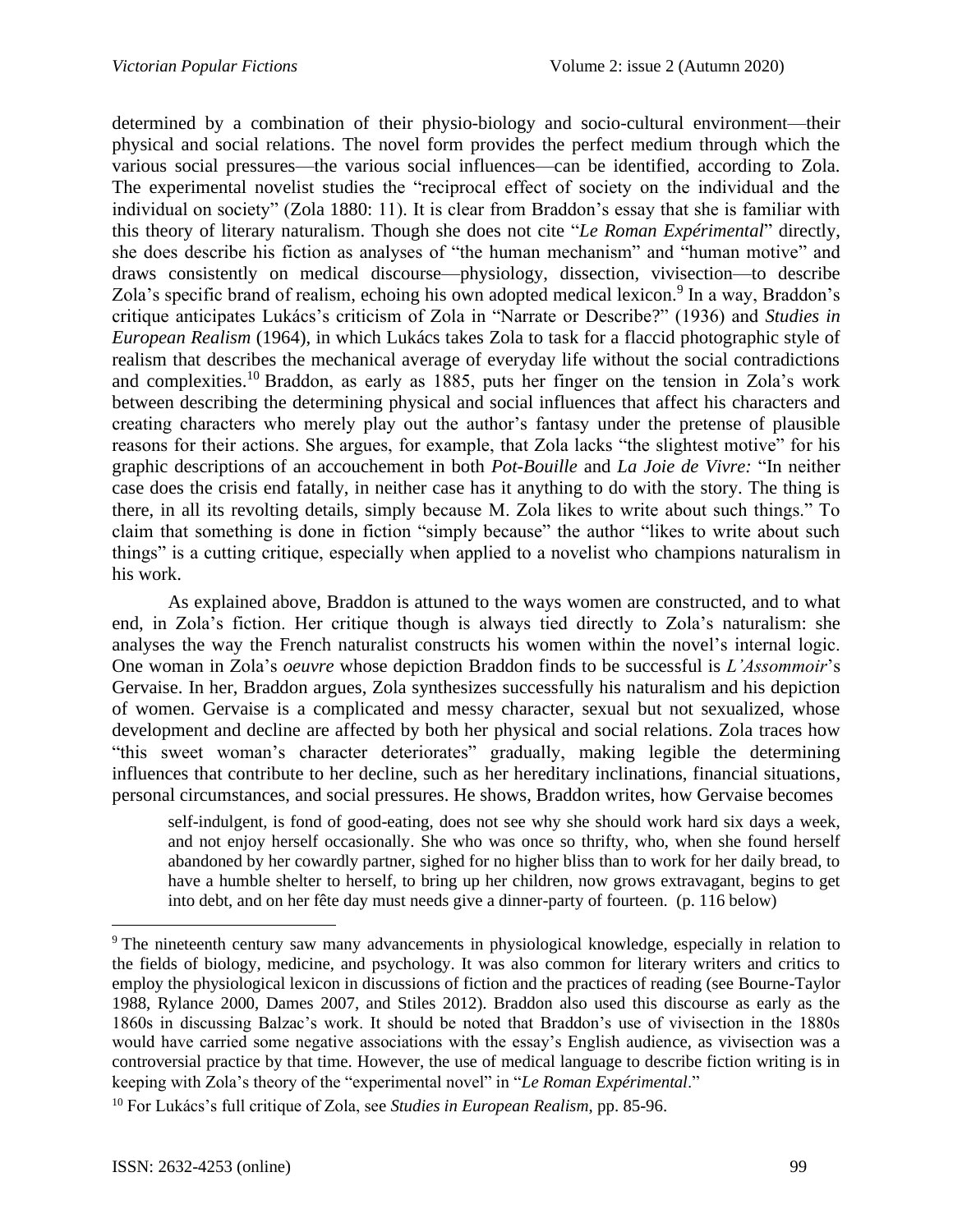determined by a combination of their physio-biology and socio-cultural environment—their physical and social relations. The novel form provides the perfect medium through which the various social pressures—the various social influences—can be identified, according to Zola. The experimental novelist studies the "reciprocal effect of society on the individual and the individual on society" (Zola 1880: 11). It is clear from Braddon's essay that she is familiar with this theory of literary naturalism. Though she does not cite "*Le Roman Expérimental*" directly, she does describe his fiction as analyses of "the human mechanism" and "human motive" and draws consistently on medical discourse—physiology, dissection, vivisection—to describe Zola's specific brand of realism, echoing his own adopted medical lexicon.[9] In a way, Braddon's critique anticipates Lukács's criticism of Zola in "Narrate or Describe?" (1936) and *Studies in European Realism* (1964), in which Lukács takes Zola to task for a flaccid photographic style of realism that describes the mechanical average of everyday life without the social contradictions and complexities.[10] Braddon, as early as 1885, puts her finger on the tension in Zola's work between describing the determining physical and social influences that affect his characters and creating characters who merely play out the author's fantasy under the pretense of plausible reasons for their actions. She argues, for example, that Zola lacks "the slightest motive" for his graphic descriptions of an accouchement in both *Pot-Bouille* and *La Joie de Vivre:* "In neither case does the crisis end fatally, in neither case has it anything to do with the story. The thing is there, in all its revolting details, simply because M. Zola likes to write about such things." To claim that something is done in fiction "simply because" the author "likes to write about such things" is a cutting critique, especially when applied to a novelist who champions naturalism in his work.

As explained above, Braddon is attuned to the ways women are constructed, and to what end, in Zola's fiction. Her critique though is always tied directly to Zola's naturalism: she analyses the way the French naturalist constructs his women within the novel's internal logic. One woman in Zola's *oeuvre* whose depiction Braddon finds to be successful is *L'Assommoir*'s Gervaise. In her, Braddon argues, Zola synthesizes successfully his naturalism and his depiction of women. Gervaise is a complicated and messy character, sexual but not sexualized, whose development and decline are affected by both her physical and social relations. Zola traces how "this sweet woman's character deteriorates" gradually, making legible the determining influences that contribute to her decline, such as her hereditary inclinations, financial situations, personal circumstances, and social pressures. He shows, Braddon writes, how Gervaise becomes

> self-indulgent, is fond of good-eating, does not see why she should work hard six days a week, and not enjoy herself occasionally. She who was once so thrifty, who, when she found herself abandoned by her cowardly partner, sighed for no higher bliss than to work for her daily bread, to have a humble shelter to herself, to bring up her children, now grows extravagant, begins to get into debt, and on her fête day must needs give a dinner-party of fourteen. (p. 116 below)

---

[9] The nineteenth century saw many advancements in physiological knowledge, especially in relation to the fields of biology, medicine, and psychology. It was also common for literary writers and critics to employ the physiological lexicon in discussions of fiction and the practices of reading (see Bourne-Taylor 1988, Rylance 2000, Dames 2007, and Stiles 2012). Braddon also used this discourse as early as the 1860s in discussing Balzac's work. It should be noted that Braddon's use of vivisection in the 1880s would have carried some negative associations with the essay's English audience, as vivisection was a controversial practice by that time. However, the use of medical language to describe fiction writing is in keeping with Zola's theory of the "experimental novel" in "*Le Roman Expérimental*."

[10] For Lukács's full critique of Zola, see *Studies in European Realism*, pp. 85-96.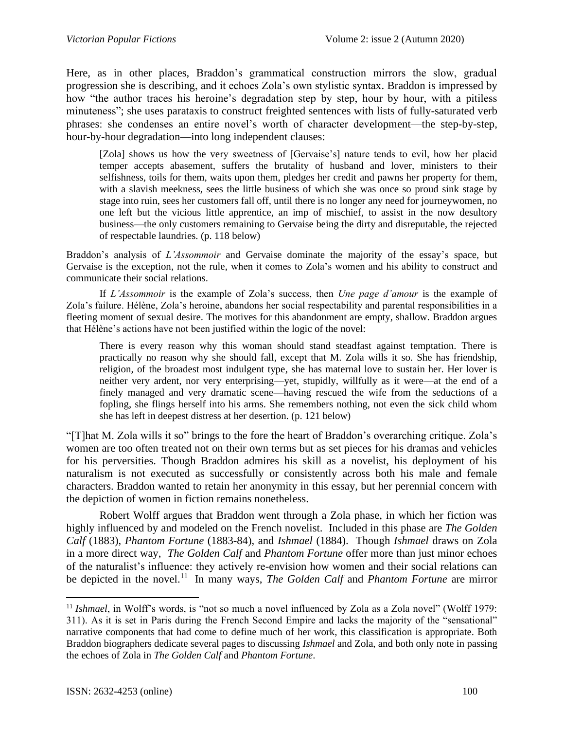Here, as in other places, Braddon's grammatical construction mirrors the slow, gradual progression she is describing, and it echoes Zola's own stylistic syntax. Braddon is impressed by how "the author traces his heroine's degradation step by step, hour by hour, with a pitiless minuteness"; she uses parataxis to construct freighted sentences with lists of fully-saturated verb phrases: she condenses an entire novel's worth of character development—the step-by-step, hour-by-hour degradation—into long independent clauses:

> [Zola] shows us how the very sweetness of [Gervaise's] nature tends to evil, how her placid temper accepts abasement, suffers the brutality of husband and lover, ministers to their selfishness, toils for them, waits upon them, pledges her credit and pawns her property for them, with a slavish meekness, sees the little business of which she was once so proud sink stage by stage into ruin, sees her customers fall off, until there is no longer any need for journeywomen, no one left but the vicious little apprentice, an imp of mischief, to assist in the now desultory business—the only customers remaining to Gervaise being the dirty and disreputable, the rejected of respectable laundries. (p. 118 below)

Braddon's analysis of *L'Assommoir* and Gervaise dominate the majority of the essay's space, but Gervaise is the exception, not the rule, when it comes to Zola's women and his ability to construct and communicate their social relations.

If *L'Assommoir* is the example of Zola's success, then *Une page d'amour* is the example of Zola's failure. Hélène, Zola's heroine, abandons her social respectability and parental responsibilities in a fleeting moment of sexual desire. The motives for this abandonment are empty, shallow. Braddon argues that Hélène's actions have not been justified within the logic of the novel:

> There is every reason why this woman should stand steadfast against temptation. There is practically no reason why she should fall, except that M. Zola wills it so. She has friendship, religion, of the broadest most indulgent type, she has maternal love to sustain her. Her lover is neither very ardent, nor very enterprising—yet, stupidly, willfully as it were—at the end of a finely managed and very dramatic scene—having rescued the wife from the seductions of a fopling, she flings herself into his arms. She remembers nothing, not even the sick child whom she has left in deepest distress at her desertion. (p. 121 below)

"[T]hat M. Zola wills it so" brings to the fore the heart of Braddon's overarching critique. Zola's women are too often treated not on their own terms but as set pieces for his dramas and vehicles for his perversities. Though Braddon admires his skill as a novelist, his deployment of his naturalism is not executed as successfully or consistently across both his male and female characters. Braddon wanted to retain her anonymity in this essay, but her perennial concern with the depiction of women in fiction remains nonetheless.

Robert Wolff argues that Braddon went through a Zola phase, in which her fiction was highly influenced by and modeled on the French novelist. Included in this phase are *The Golden Calf* (1883), *Phantom Fortune* (1883-84), and *Ishmael* (1884). Though *Ishmael* draws on Zola in a more direct way, *The Golden Calf* and *Phantom Fortune* offer more than just minor echoes of the naturalist's influence: they actively re-envision how women and their social relations can be depicted in the novel.[11] In many ways, *The Golden Calf* and *Phantom Fortune* are mirror

---

[11] *Ishmael*, in Wolff's words, is "not so much a novel influenced by Zola as a Zola novel" (Wolff 1979: 311). As it is set in Paris during the French Second Empire and lacks the majority of the "sensational" narrative components that had come to define much of her work, this classification is appropriate. Both Braddon biographers dedicate several pages to discussing *Ishmael* and Zola, and both only note in passing the echoes of Zola in *The Golden Calf* and *Phantom Fortune*.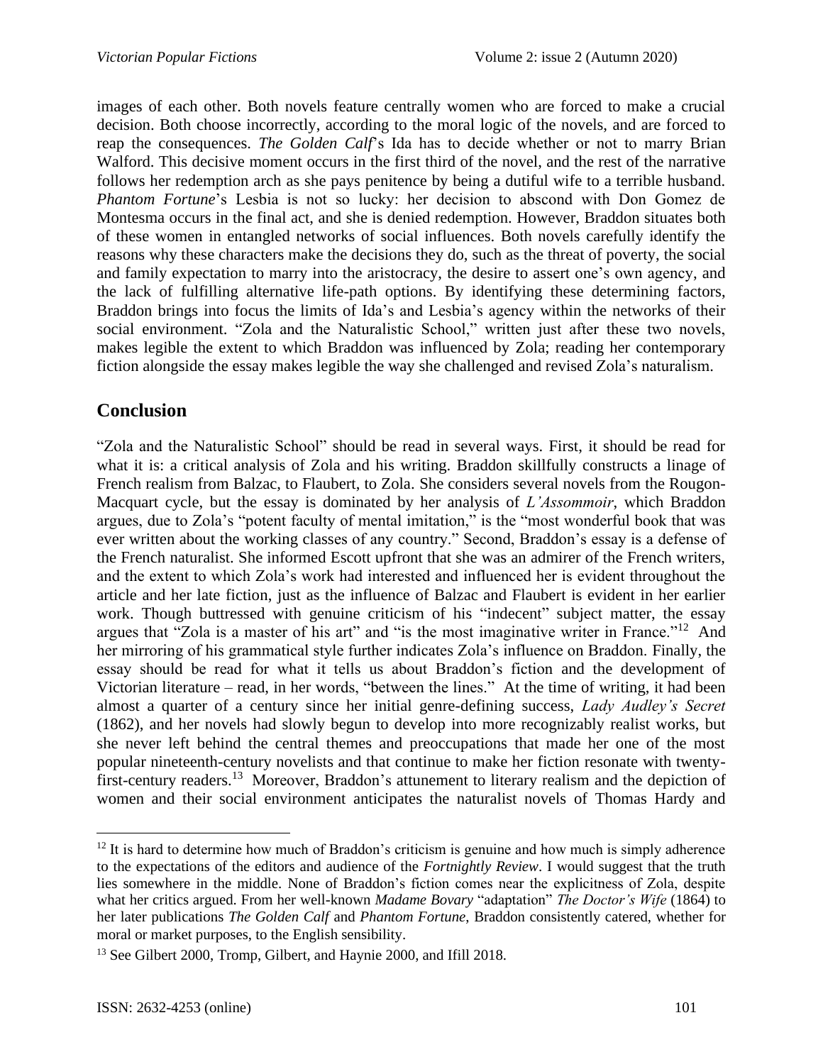images of each other. Both novels feature centrally women who are forced to make a crucial decision. Both choose incorrectly, according to the moral logic of the novels, and are forced to reap the consequences. *The Golden Calf*'s Ida has to decide whether or not to marry Brian Walford. This decisive moment occurs in the first third of the novel, and the rest of the narrative follows her redemption arch as she pays penitence by being a dutiful wife to a terrible husband. *Phantom Fortune*'s Lesbia is not so lucky: her decision to abscond with Don Gomez de Montesma occurs in the final act, and she is denied redemption. However, Braddon situates both of these women in entangled networks of social influences. Both novels carefully identify the reasons why these characters make the decisions they do, such as the threat of poverty, the social and family expectation to marry into the aristocracy, the desire to assert one's own agency, and the lack of fulfilling alternative life-path options. By identifying these determining factors, Braddon brings into focus the limits of Ida's and Lesbia's agency within the networks of their social environment. "Zola and the Naturalistic School," written just after these two novels, makes legible the extent to which Braddon was influenced by Zola; reading her contemporary fiction alongside the essay makes legible the way she challenged and revised Zola's naturalism.

## Conclusion

"Zola and the Naturalistic School" should be read in several ways. First, it should be read for what it is: a critical analysis of Zola and his writing. Braddon skillfully constructs a linage of French realism from Balzac, to Flaubert, to Zola. She considers several novels from the Rougon-Macquart cycle, but the essay is dominated by her analysis of *L'Assommoir*, which Braddon argues, due to Zola's "potent faculty of mental imitation," is the "most wonderful book that was ever written about the working classes of any country." Second, Braddon's essay is a defense of the French naturalist. She informed Escott upfront that she was an admirer of the French writers, and the extent to which Zola's work had interested and influenced her is evident throughout the article and her late fiction, just as the influence of Balzac and Flaubert is evident in her earlier work. Though buttressed with genuine criticism of his "indecent" subject matter, the essay argues that "Zola is a master of his art" and "is the most imaginative writer in France."[12] And her mirroring of his grammatical style further indicates Zola's influence on Braddon. Finally, the essay should be read for what it tells us about Braddon's fiction and the development of Victorian literature – read, in her words, "between the lines." At the time of writing, it had been almost a quarter of a century since her initial genre-defining success, *Lady Audley's Secret* (1862), and her novels had slowly begun to develop into more recognizably realist works, but she never left behind the central themes and preoccupations that made her one of the most popular nineteenth-century novelists and that continue to make her fiction resonate with twenty-first-century readers.[13] Moreover, Braddon's attunement to literary realism and the depiction of women and their social environment anticipates the naturalist novels of Thomas Hardy and

---

[12] It is hard to determine how much of Braddon's criticism is genuine and how much is simply adherence to the expectations of the editors and audience of the *Fortnightly Review*. I would suggest that the truth lies somewhere in the middle. None of Braddon's fiction comes near the explicitness of Zola, despite what her critics argued. From her well-known *Madame Bovary* "adaptation" *The Doctor's Wife* (1864) to her later publications *The Golden Calf* and *Phantom Fortune*, Braddon consistently catered, whether for moral or market purposes, to the English sensibility.

[13] See Gilbert 2000, Tromp, Gilbert, and Haynie 2000, and Ifill 2018.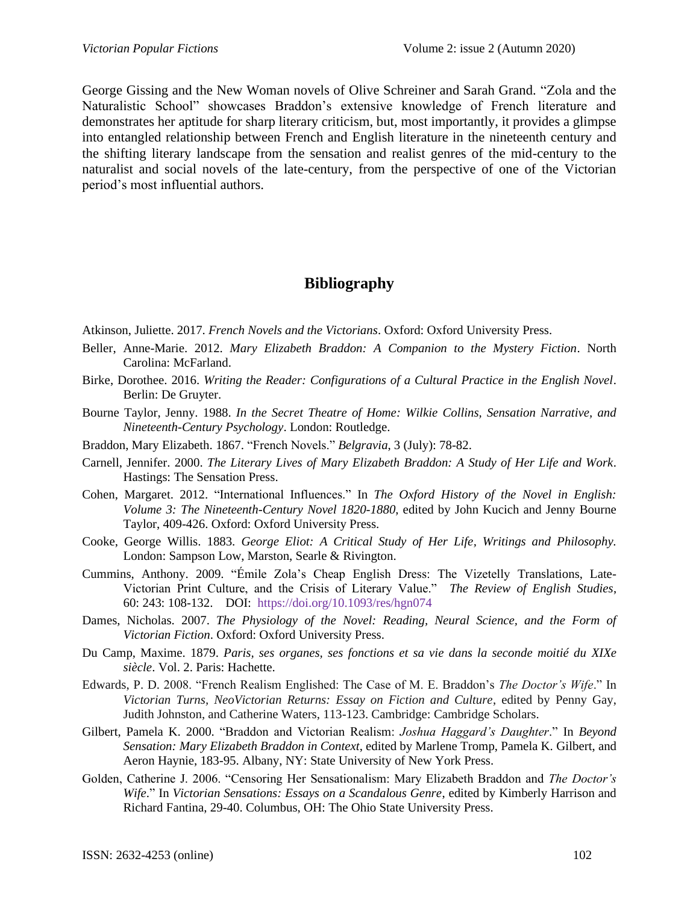George Gissing and the New Woman novels of Olive Schreiner and Sarah Grand. "Zola and the Naturalistic School" showcases Braddon's extensive knowledge of French literature and demonstrates her aptitude for sharp literary criticism, but, most importantly, it provides a glimpse into entangled relationship between French and English literature in the nineteenth century and the shifting literary landscape from the sensation and realist genres of the mid-century to the naturalist and social novels of the late-century, from the perspective of one of the Victorian period's most influential authors.

## Bibliography

Atkinson, Juliette. 2017. *French Novels and the Victorians*. Oxford: Oxford University Press.

Beller, Anne-Marie. 2012. *Mary Elizabeth Braddon: A Companion to the Mystery Fiction*. North Carolina: McFarland.

Birke, Dorothee. 2016. *Writing the Reader: Configurations of a Cultural Practice in the English Novel*. Berlin: De Gruyter.

Bourne Taylor, Jenny. 1988. *In the Secret Theatre of Home: Wilkie Collins, Sensation Narrative, and Nineteenth-Century Psychology*. London: Routledge.

Braddon, Mary Elizabeth. 1867. "French Novels." *Belgravia*, 3 (July): 78-82.

Carnell, Jennifer. 2000. *The Literary Lives of Mary Elizabeth Braddon: A Study of Her Life and Work*. Hastings: The Sensation Press.

Cohen, Margaret. 2012. "International Influences." In *The Oxford History of the Novel in English: Volume 3: The Nineteenth-Century Novel 1820-1880*, edited by John Kucich and Jenny Bourne Taylor, 409-426. Oxford: Oxford University Press.

Cooke, George Willis. 1883. *George Eliot: A Critical Study of Her Life, Writings and Philosophy.* London: Sampson Low, Marston, Searle & Rivington.

Cummins, Anthony. 2009. "Émile Zola's Cheap English Dress: The Vizetelly Translations, Late-Victorian Print Culture, and the Crisis of Literary Value." *The Review of English Studies*, 60: 243: 108-132. DOI: https://doi.org/10.1093/res/hgn074

Dames, Nicholas. 2007. *The Physiology of the Novel: Reading, Neural Science, and the Form of Victorian Fiction*. Oxford: Oxford University Press.

Du Camp, Maxime. 1879. *Paris, ses organes, ses fonctions et sa vie dans la seconde moitié du XIXe siècle*. Vol. 2. Paris: Hachette.

Edwards, P. D. 2008. "French Realism Englished: The Case of M. E. Braddon's *The Doctor's Wife*." In *Victorian Turns, NeoVictorian Returns: Essay on Fiction and Culture*, edited by Penny Gay, Judith Johnston, and Catherine Waters, 113-123. Cambridge: Cambridge Scholars.

Gilbert, Pamela K. 2000. "Braddon and Victorian Realism: *Joshua Haggard's Daughter*." In *Beyond Sensation: Mary Elizabeth Braddon in Context*, edited by Marlene Tromp, Pamela K. Gilbert, and Aeron Haynie, 183-95. Albany, NY: State University of New York Press.

Golden, Catherine J. 2006. "Censoring Her Sensationalism: Mary Elizabeth Braddon and *The Doctor's Wife*." In *Victorian Sensations: Essays on a Scandalous Genre*, edited by Kimberly Harrison and Richard Fantina, 29-40. Columbus, OH: The Ohio State University Press.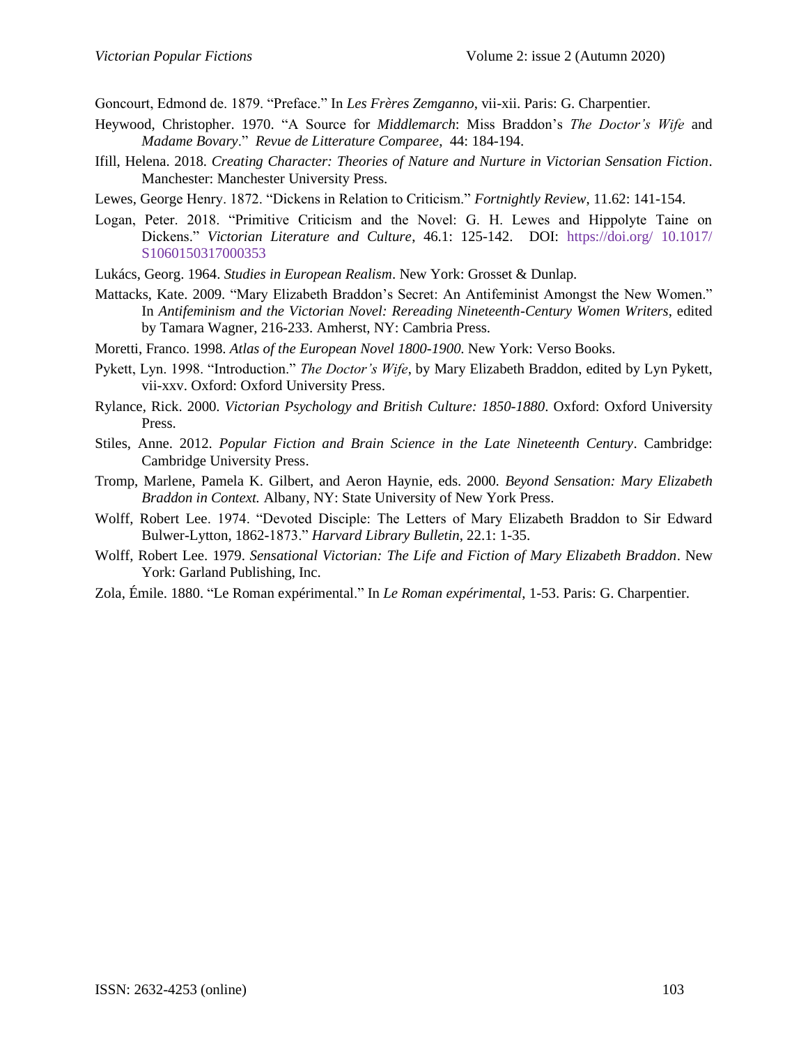Goncourt, Edmond de. 1879. "Preface." In *Les Frères Zemganno*, vii-xii. Paris: G. Charpentier.

Heywood, Christopher. 1970. "A Source for *Middlemarch*: Miss Braddon's *The Doctor's Wife* and *Madame Bovary*." *Revue de Litterature Comparee*, 44: 184-194.

Ifill, Helena. 2018. *Creating Character: Theories of Nature and Nurture in Victorian Sensation Fiction*. Manchester: Manchester University Press.

Lewes, George Henry. 1872. "Dickens in Relation to Criticism." *Fortnightly Review*, 11.62: 141-154.

Logan, Peter. 2018. "Primitive Criticism and the Novel: G. H. Lewes and Hippolyte Taine on Dickens." *Victorian Literature and Culture*, 46.1: 125-142. DOI: https://doi.org/ 10.1017/ S1060150317000353

Lukács, Georg. 1964. *Studies in European Realism*. New York: Grosset & Dunlap.

Mattacks, Kate. 2009. "Mary Elizabeth Braddon's Secret: An Antifeminist Amongst the New Women." In *Antifeminism and the Victorian Novel: Rereading Nineteenth-Century Women Writers*, edited by Tamara Wagner, 216-233. Amherst, NY: Cambria Press.

Moretti, Franco. 1998. *Atlas of the European Novel 1800-1900*. New York: Verso Books.

Pykett, Lyn. 1998. "Introduction." *The Doctor's Wife*, by Mary Elizabeth Braddon, edited by Lyn Pykett, vii-xxv. Oxford: Oxford University Press.

Rylance, Rick. 2000. *Victorian Psychology and British Culture: 1850-1880*. Oxford: Oxford University Press.

Stiles, Anne. 2012. *Popular Fiction and Brain Science in the Late Nineteenth Century*. Cambridge: Cambridge University Press.

Tromp, Marlene, Pamela K. Gilbert, and Aeron Haynie, eds. 2000. *Beyond Sensation: Mary Elizabeth Braddon in Context.* Albany, NY: State University of New York Press.

Wolff, Robert Lee. 1974. "Devoted Disciple: The Letters of Mary Elizabeth Braddon to Sir Edward Bulwer-Lytton, 1862-1873." *Harvard Library Bulletin*, 22.1: 1-35.

Wolff, Robert Lee. 1979. *Sensational Victorian: The Life and Fiction of Mary Elizabeth Braddon*. New York: Garland Publishing, Inc.

Zola, Émile. 1880. "Le Roman expérimental." In *Le Roman expérimental*, 1-53. Paris: G. Charpentier.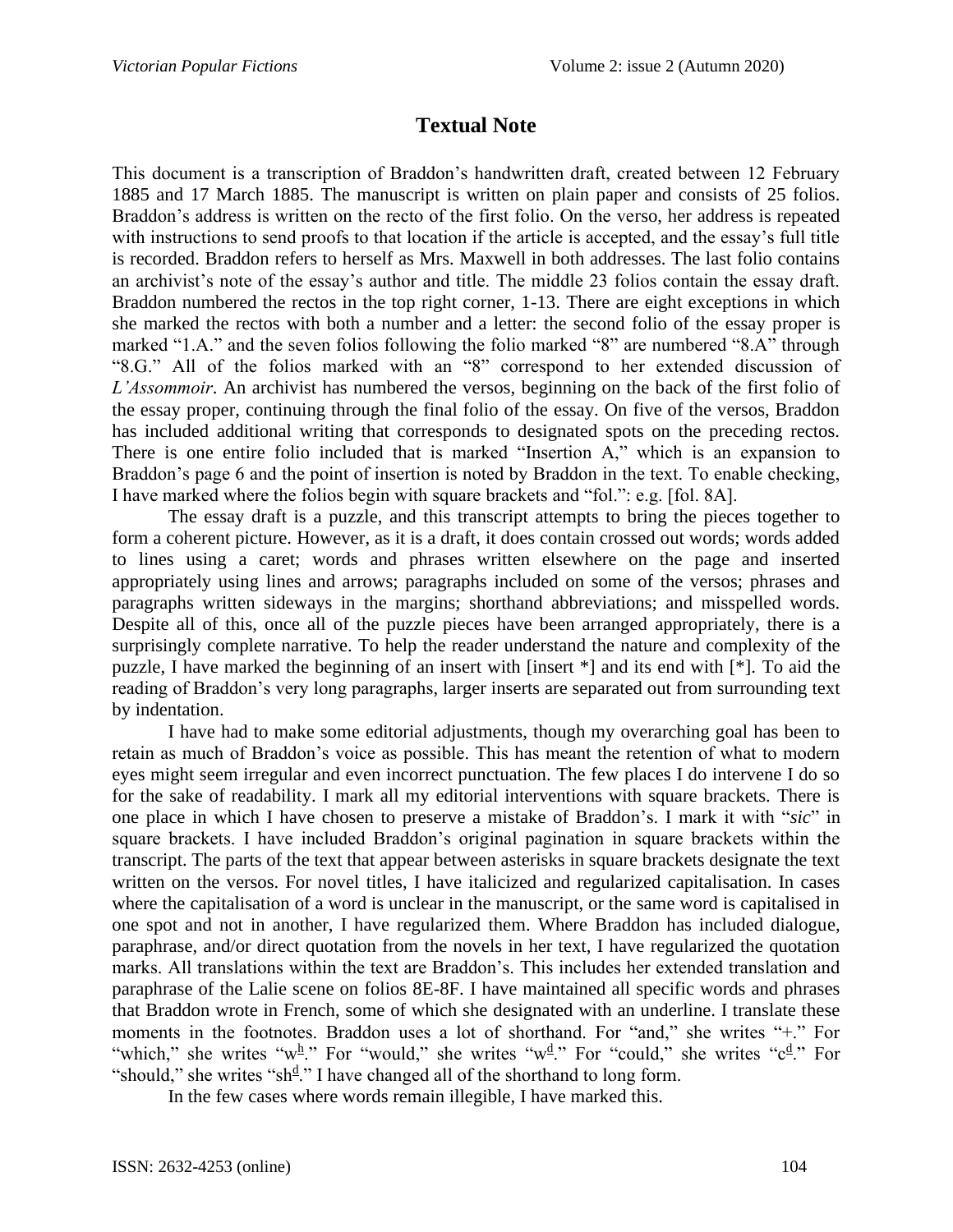## Textual Note

This document is a transcription of Braddon's handwritten draft, created between 12 February 1885 and 17 March 1885. The manuscript is written on plain paper and consists of 25 folios. Braddon's address is written on the recto of the first folio. On the verso, her address is repeated with instructions to send proofs to that location if the article is accepted, and the essay's full title is recorded. Braddon refers to herself as Mrs. Maxwell in both addresses. The last folio contains an archivist's note of the essay's author and title. The middle 23 folios contain the essay draft. Braddon numbered the rectos in the top right corner, 1-13. There are eight exceptions in which she marked the rectos with both a number and a letter: the second folio of the essay proper is marked "1.A." and the seven folios following the folio marked "8" are numbered "8.A" through "8.G." All of the folios marked with an "8" correspond to her extended discussion of *L'Assommoir*. An archivist has numbered the versos, beginning on the back of the first folio of the essay proper, continuing through the final folio of the essay. On five of the versos, Braddon has included additional writing that corresponds to designated spots on the preceding rectos. There is one entire folio included that is marked "Insertion A," which is an expansion to Braddon's page 6 and the point of insertion is noted by Braddon in the text. To enable checking, I have marked where the folios begin with square brackets and "fol.": e.g. [fol. 8A].

The essay draft is a puzzle, and this transcript attempts to bring the pieces together to form a coherent picture. However, as it is a draft, it does contain crossed out words; words added to lines using a caret; words and phrases written elsewhere on the page and inserted appropriately using lines and arrows; paragraphs included on some of the versos; phrases and paragraphs written sideways in the margins; shorthand abbreviations; and misspelled words. Despite all of this, once all of the puzzle pieces have been arranged appropriately, there is a surprisingly complete narrative. To help the reader understand the nature and complexity of the puzzle, I have marked the beginning of an insert with [insert *] and its end with [*]. To aid the reading of Braddon's very long paragraphs, larger inserts are separated out from surrounding text by indentation.

I have had to make some editorial adjustments, though my overarching goal has been to retain as much of Braddon's voice as possible. This has meant the retention of what to modern eyes might seem irregular and even incorrect punctuation. The few places I do intervene I do so for the sake of readability. I mark all my editorial interventions with square brackets. There is one place in which I have chosen to preserve a mistake of Braddon's. I mark it with "*sic*" in square brackets. I have included Braddon's original pagination in square brackets within the transcript. The parts of the text that appear between asterisks in square brackets designate the text written on the versos. For novel titles, I have italicized and regularized capitalisation. In cases where the capitalisation of a word is unclear in the manuscript, or the same word is capitalised in one spot and not in another, I have regularized them. Where Braddon has included dialogue, paraphrase, and/or direct quotation from the novels in her text, I have regularized the quotation marks. All translations within the text are Braddon's. This includes her extended translation and paraphrase of the Lalie scene on folios 8E-8F. I have maintained all specific words and phrases that Braddon wrote in French, some of which she designated with an underline. I translate these moments in the footnotes. Braddon uses a lot of shorthand. For "and," she writes "+." For "which," she writes "w$^{\underline{h}}$." For "would," she writes "w$^{\underline{d}}$." For "could," she writes "c$^{\underline{d}}$." For "should," she writes "sh$^{\underline{d}}$." I have changed all of the shorthand to long form.

In the few cases where words remain illegible, I have marked this.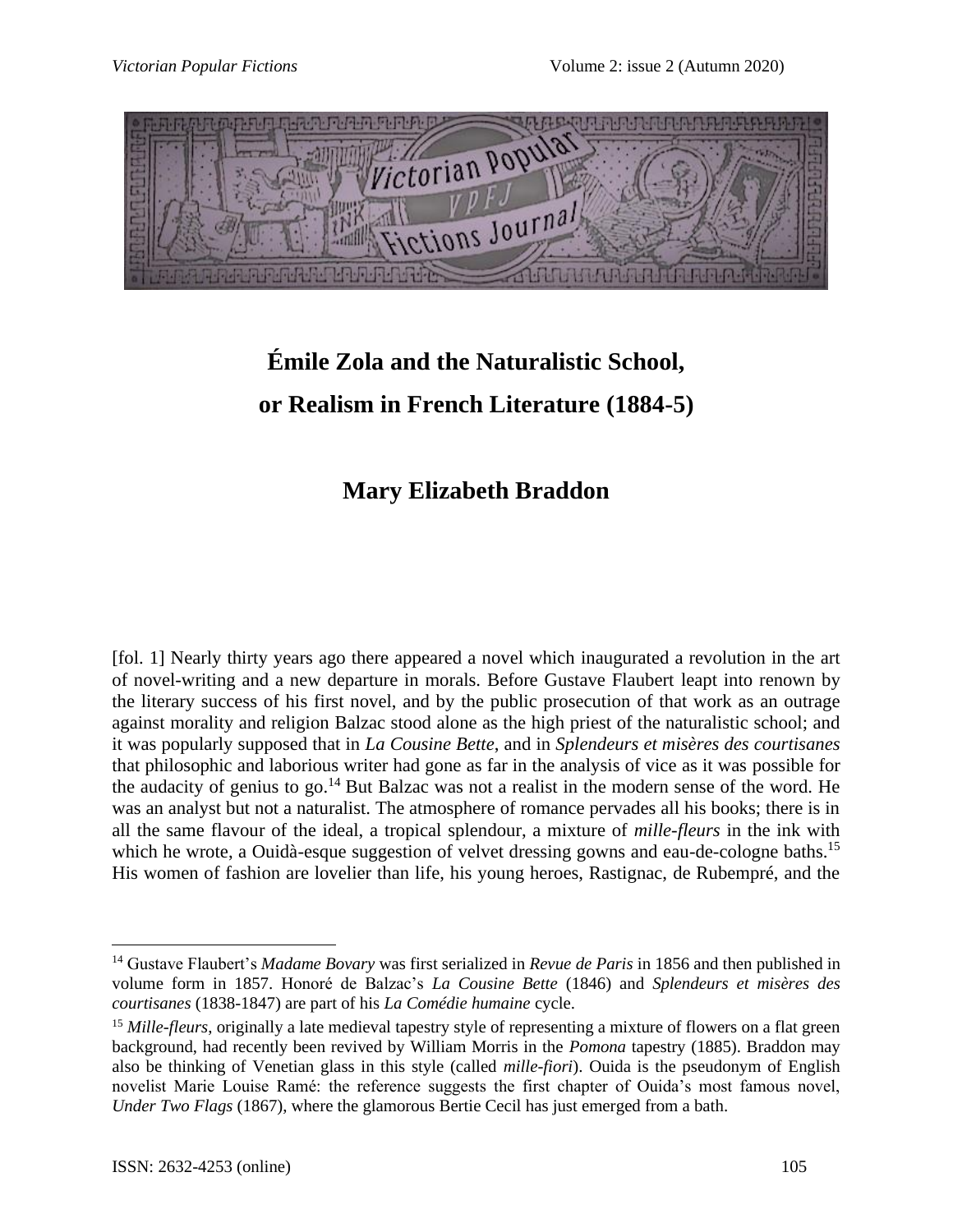# Émile Zola and the Naturalistic School, or Realism in French Literature (1884-5)

## Mary Elizabeth Braddon

[fol. 1] Nearly thirty years ago there appeared a novel which inaugurated a revolution in the art of novel-writing and a new departure in morals. Before Gustave Flaubert leapt into renown by the literary success of his first novel, and by the public prosecution of that work as an outrage against morality and religion Balzac stood alone as the high priest of the naturalistic school; and it was popularly supposed that in *La Cousine Bette*, and in *Splendeurs et misères des courtisanes* that philosophic and laborious writer had gone as far in the analysis of vice as it was possible for the audacity of genius to go.[14] But Balzac was not a realist in the modern sense of the word. He was an analyst but not a naturalist. The atmosphere of romance pervades all his books; there is in all the same flavour of the ideal, a tropical splendour, a mixture of *mille-fleurs* in the ink with which he wrote, a Ouidà-esque suggestion of velvet dressing gowns and eau-de-cologne baths.[15] His women of fashion are lovelier than life, his young heroes, Rastignac, de Rubempré, and the

---

[14] Gustave Flaubert's *Madame Bovary* was first serialized in *Revue de Paris* in 1856 and then published in volume form in 1857. Honoré de Balzac's *La Cousine Bette* (1846) and *Splendeurs et misères des courtisanes* (1838-1847) are part of his *La Comédie humaine* cycle.

[15] *Mille-fleurs*, originally a late medieval tapestry style of representing a mixture of flowers on a flat green background, had recently been revived by William Morris in the *Pomona* tapestry (1885). Braddon may also be thinking of Venetian glass in this style (called *mille-fiori*). Ouida is the pseudonym of English novelist Marie Louise Ramé: the reference suggests the first chapter of Ouida's most famous novel, *Under Two Flags* (1867), where the glamorous Bertie Cecil has just emerged from a bath.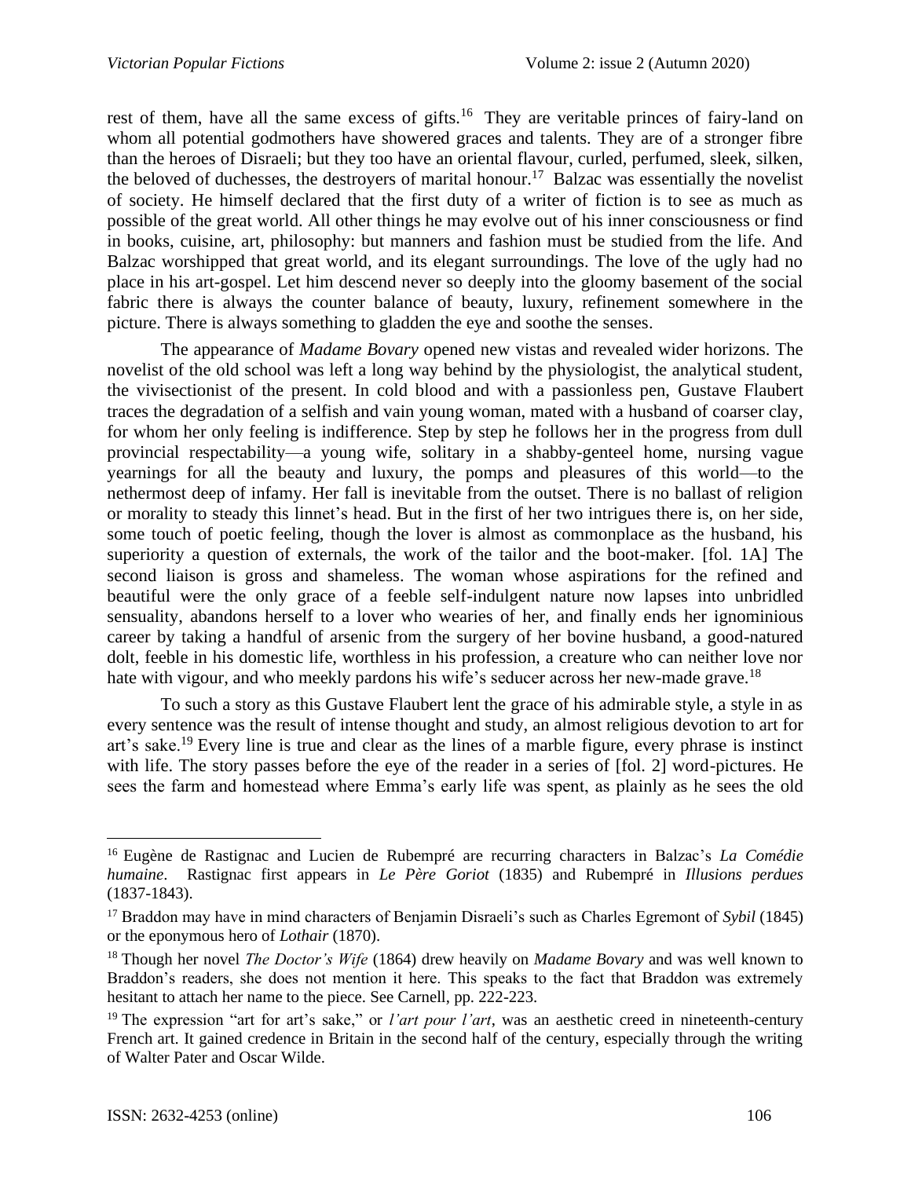rest of them, have all the same excess of gifts.[16] They are veritable princes of fairy-land on whom all potential godmothers have showered graces and talents. They are of a stronger fibre than the heroes of Disraeli; but they too have an oriental flavour, curled, perfumed, sleek, silken, the beloved of duchesses, the destroyers of marital honour.[17] Balzac was essentially the novelist of society. He himself declared that the first duty of a writer of fiction is to see as much as possible of the great world. All other things he may evolve out of his inner consciousness or find in books, cuisine, art, philosophy: but manners and fashion must be studied from the life. And Balzac worshipped that great world, and its elegant surroundings. The love of the ugly had no place in his art-gospel. Let him descend never so deeply into the gloomy basement of the social fabric there is always the counter balance of beauty, luxury, refinement somewhere in the picture. There is always something to gladden the eye and soothe the senses.

The appearance of *Madame Bovary* opened new vistas and revealed wider horizons. The novelist of the old school was left a long way behind by the physiologist, the analytical student, the vivisectionist of the present. In cold blood and with a passionless pen, Gustave Flaubert traces the degradation of a selfish and vain young woman, mated with a husband of coarser clay, for whom her only feeling is indifference. Step by step he follows her in the progress from dull provincial respectability—a young wife, solitary in a shabby-genteel home, nursing vague yearnings for all the beauty and luxury, the pomps and pleasures of this world—to the nethermost deep of infamy. Her fall is inevitable from the outset. There is no ballast of religion or morality to steady this linnet's head. But in the first of her two intrigues there is, on her side, some touch of poetic feeling, though the lover is almost as commonplace as the husband, his superiority a question of externals, the work of the tailor and the boot-maker. [fol. 1A] The second liaison is gross and shameless. The woman whose aspirations for the refined and beautiful were the only grace of a feeble self-indulgent nature now lapses into unbridled sensuality, abandons herself to a lover who wearies of her, and finally ends her ignominious career by taking a handful of arsenic from the surgery of her bovine husband, a good-natured dolt, feeble in his domestic life, worthless in his profession, a creature who can neither love nor hate with vigour, and who meekly pardons his wife's seducer across her new-made grave.[18]

To such a story as this Gustave Flaubert lent the grace of his admirable style, a style in as every sentence was the result of intense thought and study, an almost religious devotion to art for art's sake.[19] Every line is true and clear as the lines of a marble figure, every phrase is instinct with life. The story passes before the eye of the reader in a series of [fol. 2] word-pictures. He sees the farm and homestead where Emma's early life was spent, as plainly as he sees the old

---

[16] Eugène de Rastignac and Lucien de Rubempré are recurring characters in Balzac's *La Comédie humaine*. Rastignac first appears in *Le Père Goriot* (1835) and Rubempré in *Illusions perdues* (1837-1843).

[17] Braddon may have in mind characters of Benjamin Disraeli's such as Charles Egremont of *Sybil* (1845) or the eponymous hero of *Lothair* (1870).

[18] Though her novel *The Doctor's Wife* (1864) drew heavily on *Madame Bovary* and was well known to Braddon's readers, she does not mention it here. This speaks to the fact that Braddon was extremely hesitant to attach her name to the piece. See Carnell, pp. 222-223.

[19] The expression "art for art's sake," or *l'art pour l'art*, was an aesthetic creed in nineteenth-century French art. It gained credence in Britain in the second half of the century, especially through the writing of Walter Pater and Oscar Wilde.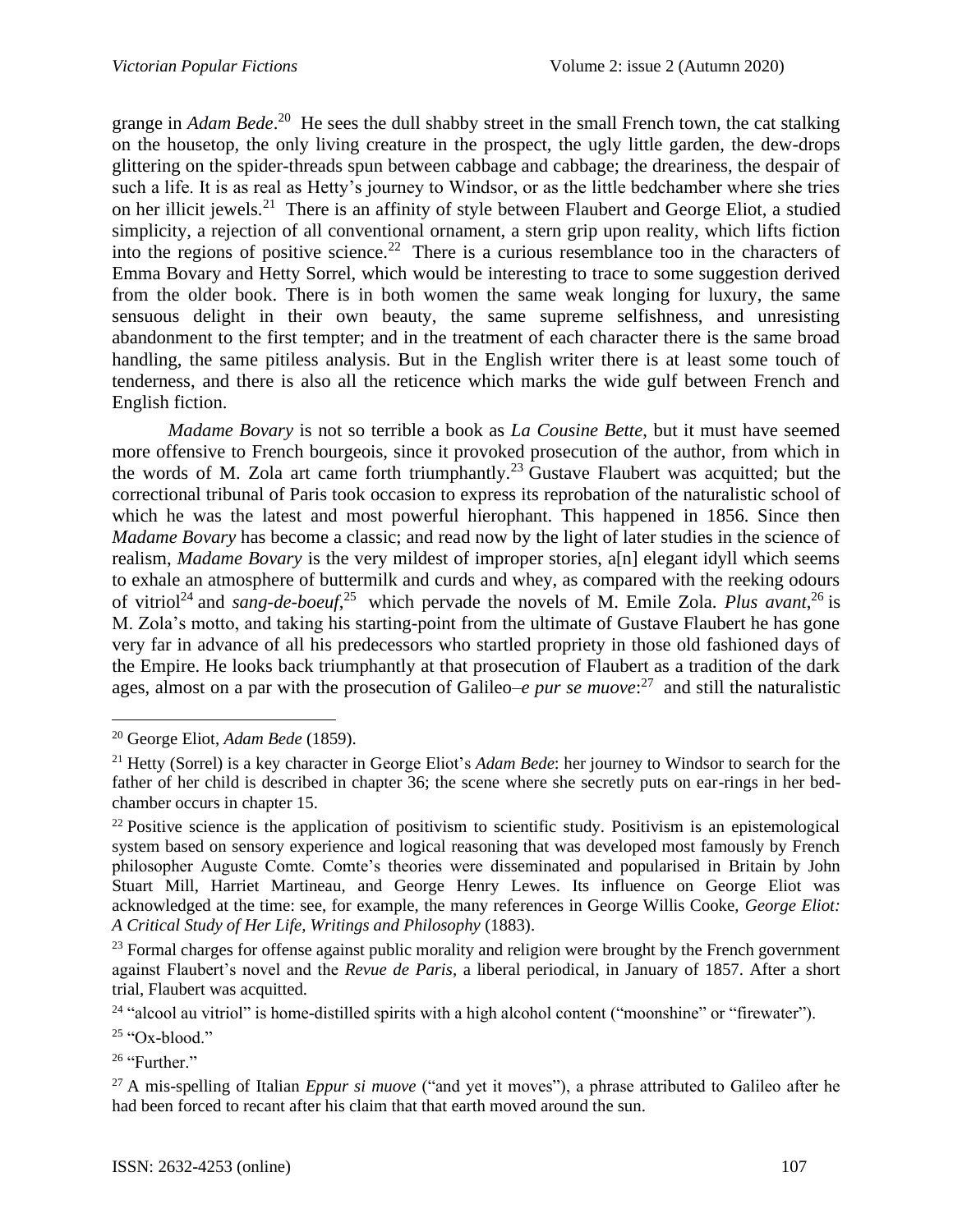grange in *Adam Bede*.[20] He sees the dull shabby street in the small French town, the cat stalking on the housetop, the only living creature in the prospect, the ugly little garden, the dew-drops glittering on the spider-threads spun between cabbage and cabbage; the dreariness, the despair of such a life. It is as real as Hetty's journey to Windsor, or as the little bedchamber where she tries on her illicit jewels.[21] There is an affinity of style between Flaubert and George Eliot, a studied simplicity, a rejection of all conventional ornament, a stern grip upon reality, which lifts fiction into the regions of positive science.[22] There is a curious resemblance too in the characters of Emma Bovary and Hetty Sorrel, which would be interesting to trace to some suggestion derived from the older book. There is in both women the same weak longing for luxury, the same sensuous delight in their own beauty, the same supreme selfishness, and unresisting abandonment to the first tempter; and in the treatment of each character there is the same broad handling, the same pitiless analysis. But in the English writer there is at least some touch of tenderness, and there is also all the reticence which marks the wide gulf between French and English fiction.

*Madame Bovary* is not so terrible a book as *La Cousine Bette*, but it must have seemed more offensive to French bourgeois, since it provoked prosecution of the author, from which in the words of M. Zola art came forth triumphantly.[23] Gustave Flaubert was acquitted; but the correctional tribunal of Paris took occasion to express its reprobation of the naturalistic school of which he was the latest and most powerful hierophant. This happened in 1856. Since then *Madame Bovary* has become a classic; and read now by the light of later studies in the science of realism, *Madame Bovary* is the very mildest of improper stories, a[n] elegant idyll which seems to exhale an atmosphere of buttermilk and curds and whey, as compared with the reeking odours of vitriol[24] and *sang-de-boeuf*,[25] which pervade the novels of M. Emile Zola. *Plus avant*,[26] is M. Zola's motto, and taking his starting-point from the ultimate of Gustave Flaubert he has gone very far in advance of all his predecessors who startled propriety in those old fashioned days of the Empire. He looks back triumphantly at that prosecution of Flaubert as a tradition of the dark ages, almost on a par with the prosecution of Galileo–*e pur se muove*:[27] and still the naturalistic

---

[20] George Eliot, *Adam Bede* (1859).

[21] Hetty (Sorrel) is a key character in George Eliot's *Adam Bede*: her journey to Windsor to search for the father of her child is described in chapter 36; the scene where she secretly puts on ear-rings in her bed-chamber occurs in chapter 15.

[22] Positive science is the application of positivism to scientific study. Positivism is an epistemological system based on sensory experience and logical reasoning that was developed most famously by French philosopher Auguste Comte. Comte's theories were disseminated and popularised in Britain by John Stuart Mill, Harriet Martineau, and George Henry Lewes. Its influence on George Eliot was acknowledged at the time: see, for example, the many references in George Willis Cooke, *George Eliot: A Critical Study of Her Life, Writings and Philosophy* (1883).

[23] Formal charges for offense against public morality and religion were brought by the French government against Flaubert's novel and the *Revue de Paris*, a liberal periodical, in January of 1857. After a short trial, Flaubert was acquitted.

[24] "alcool au vitriol" is home-distilled spirits with a high alcohol content ("moonshine" or "firewater").

[25] "Ox-blood."

[26] "Further."

[27] A mis-spelling of Italian *Eppur si muove* ("and yet it moves"), a phrase attributed to Galileo after he had been forced to recant after his claim that that earth moved around the sun.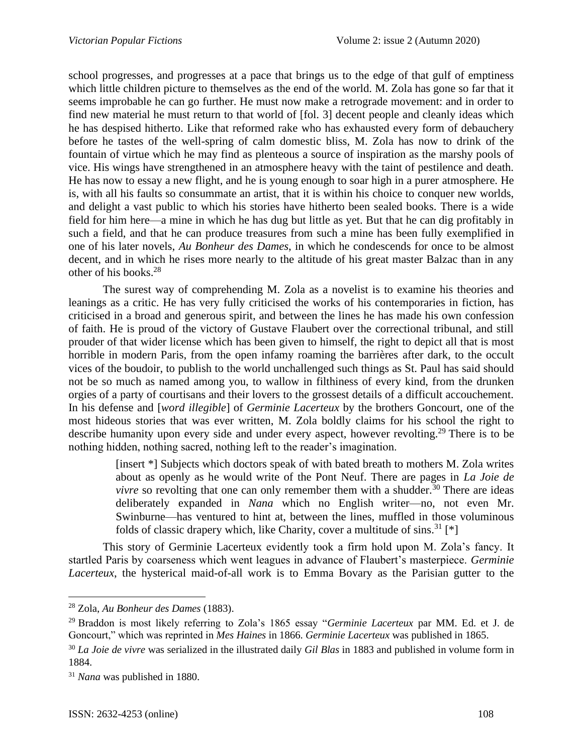school progresses, and progresses at a pace that brings us to the edge of that gulf of emptiness which little children picture to themselves as the end of the world. M. Zola has gone so far that it seems improbable he can go further. He must now make a retrograde movement: and in order to find new material he must return to that world of [fol. 3] decent people and cleanly ideas which he has despised hitherto. Like that reformed rake who has exhausted every form of debauchery before he tastes of the well-spring of calm domestic bliss, M. Zola has now to drink of the fountain of virtue which he may find as plenteous a source of inspiration as the marshy pools of vice. His wings have strengthened in an atmosphere heavy with the taint of pestilence and death. He has now to essay a new flight, and he is young enough to soar high in a purer atmosphere. He is, with all his faults so consummate an artist, that it is within his choice to conquer new worlds, and delight a vast public to which his stories have hitherto been sealed books. There is a wide field for him here—a mine in which he has dug but little as yet. But that he can dig profitably in such a field, and that he can produce treasures from such a mine has been fully exemplified in one of his later novels, *Au Bonheur des Dames*, in which he condescends for once to be almost decent, and in which he rises more nearly to the altitude of his great master Balzac than in any other of his books.[28]

The surest way of comprehending M. Zola as a novelist is to examine his theories and leanings as a critic. He has very fully criticised the works of his contemporaries in fiction, has criticised in a broad and generous spirit, and between the lines he has made his own confession of faith. He is proud of the victory of Gustave Flaubert over the correctional tribunal, and still prouder of that wider license which has been given to himself, the right to depict all that is most horrible in modern Paris, from the open infamy roaming the barrières after dark, to the occult vices of the boudoir, to publish to the world unchallenged such things as St. Paul has said should not be so much as named among you, to wallow in filthiness of every kind, from the drunken orgies of a party of courtisans and their lovers to the grossest details of a difficult accouchement. In his defense and [*word illegible*] of *Germinie Lacerteux* by the brothers Goncourt, one of the most hideous stories that was ever written, M. Zola boldly claims for his school the right to describe humanity upon every side and under every aspect, however revolting.[29] There is to be nothing hidden, nothing sacred, nothing left to the reader's imagination.

> [insert *] Subjects which doctors speak of with bated breath to mothers M. Zola writes about as openly as he would write of the Pont Neuf. There are pages in *La Joie de vivre* so revolting that one can only remember them with a shudder.[30] There are ideas deliberately expanded in *Nana* which no English writer—no, not even Mr. Swinburne—has ventured to hint at, between the lines, muffled in those voluminous folds of classic drapery which, like Charity, cover a multitude of sins.[31] [*]

This story of Germinie Lacerteux evidently took a firm hold upon M. Zola's fancy. It startled Paris by coarseness which went leagues in advance of Flaubert's masterpiece. *Germinie Lacerteux*, the hysterical maid-of-all work is to Emma Bovary as the Parisian gutter to the

---

[28] Zola, *Au Bonheur des Dames* (1883).

[29] Braddon is most likely referring to Zola's 1865 essay "*Germinie Lacerteux* par MM. Ed. et J. de Goncourt," which was reprinted in *Mes Haines* in 1866. *Germinie Lacerteux* was published in 1865.

[30] *La Joie de vivre* was serialized in the illustrated daily *Gil Blas* in 1883 and published in volume form in 1884.

[31] *Nana* was published in 1880.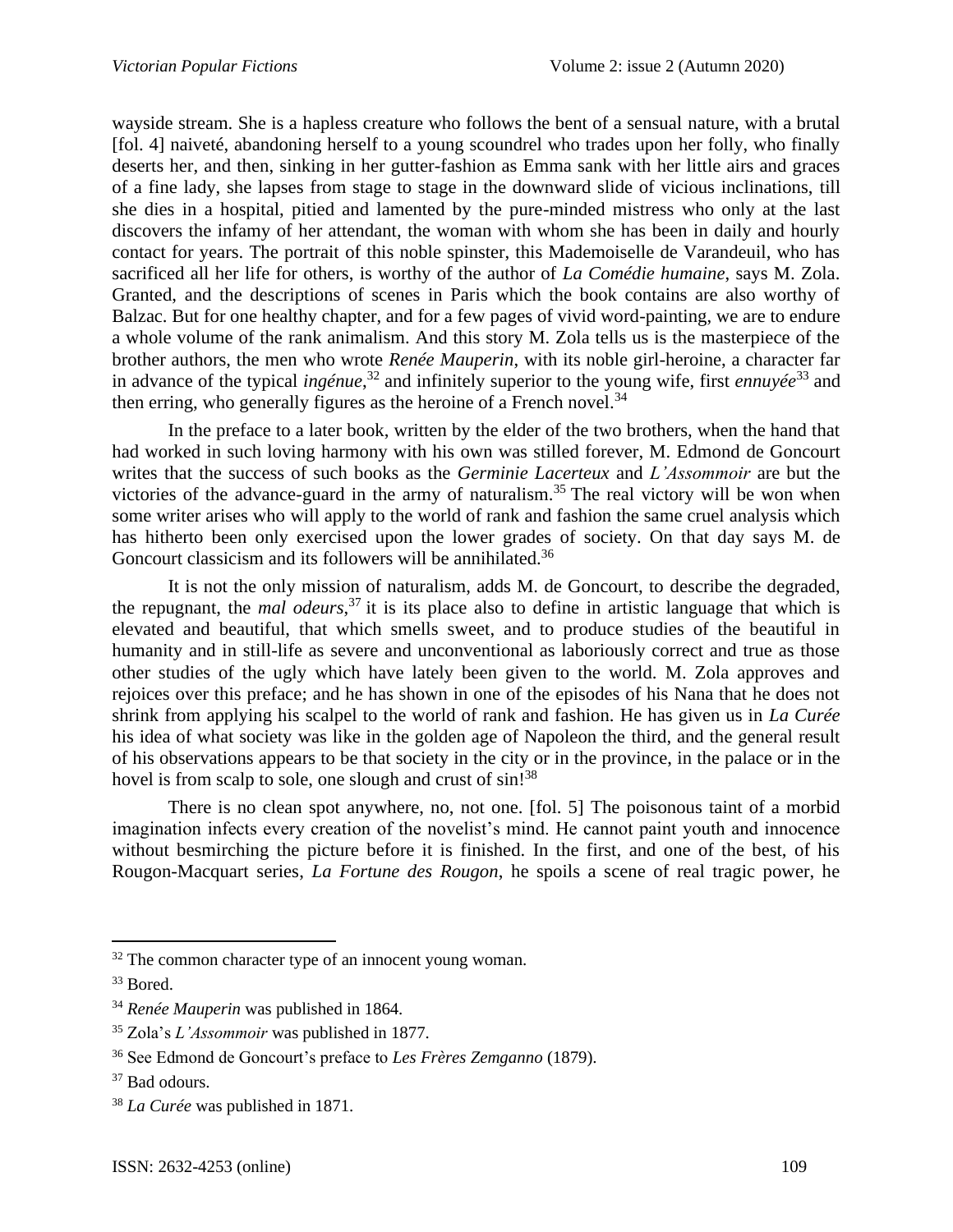wayside stream. She is a hapless creature who follows the bent of a sensual nature, with a brutal [fol. 4] naiveté, abandoning herself to a young scoundrel who trades upon her folly, who finally deserts her, and then, sinking in her gutter-fashion as Emma sank with her little airs and graces of a fine lady, she lapses from stage to stage in the downward slide of vicious inclinations, till she dies in a hospital, pitied and lamented by the pure-minded mistress who only at the last discovers the infamy of her attendant, the woman with whom she has been in daily and hourly contact for years. The portrait of this noble spinster, this Mademoiselle de Varandeuil, who has sacrificed all her life for others, is worthy of the author of *La Comédie humaine*, says M. Zola. Granted, and the descriptions of scenes in Paris which the book contains are also worthy of Balzac. But for one healthy chapter, and for a few pages of vivid word-painting, we are to endure a whole volume of the rank animalism. And this story M. Zola tells us is the masterpiece of the brother authors, the men who wrote *Renée Mauperin*, with its noble girl-heroine, a character far in advance of the typical *ingénue*,[32] and infinitely superior to the young wife, first *ennuyée*[33] and then erring, who generally figures as the heroine of a French novel.[34]

In the preface to a later book, written by the elder of the two brothers, when the hand that had worked in such loving harmony with his own was stilled forever, M. Edmond de Goncourt writes that the success of such books as the *Germinie Lacerteux* and *L'Assommoir* are but the victories of the advance-guard in the army of naturalism.[35] The real victory will be won when some writer arises who will apply to the world of rank and fashion the same cruel analysis which has hitherto been only exercised upon the lower grades of society. On that day says M. de Goncourt classicism and its followers will be annihilated.[36]

It is not the only mission of naturalism, adds M. de Goncourt, to describe the degraded, the repugnant, the *mal odeurs*,[37] it is its place also to define in artistic language that which is elevated and beautiful, that which smells sweet, and to produce studies of the beautiful in humanity and in still-life as severe and unconventional as laboriously correct and true as those other studies of the ugly which have lately been given to the world. M. Zola approves and rejoices over this preface; and he has shown in one of the episodes of his Nana that he does not shrink from applying his scalpel to the world of rank and fashion. He has given us in *La Curée* his idea of what society was like in the golden age of Napoleon the third, and the general result of his observations appears to be that society in the city or in the province, in the palace or in the hovel is from scalp to sole, one slough and crust of sin![38]

There is no clean spot anywhere, no, not one. [fol. 5] The poisonous taint of a morbid imagination infects every creation of the novelist's mind. He cannot paint youth and innocence without besmirching the picture before it is finished. In the first, and one of the best, of his Rougon-Macquart series, *La Fortune des Rougon*, he spoils a scene of real tragic power, he

---

[32] The common character type of an innocent young woman.

[33] Bored.

[34] *Renée Mauperin* was published in 1864.

[35] Zola's *L'Assommoir* was published in 1877.

[36] See Edmond de Goncourt's preface to *Les Frères Zemganno* (1879).

[37] Bad odours.

[38] *La Curée* was published in 1871.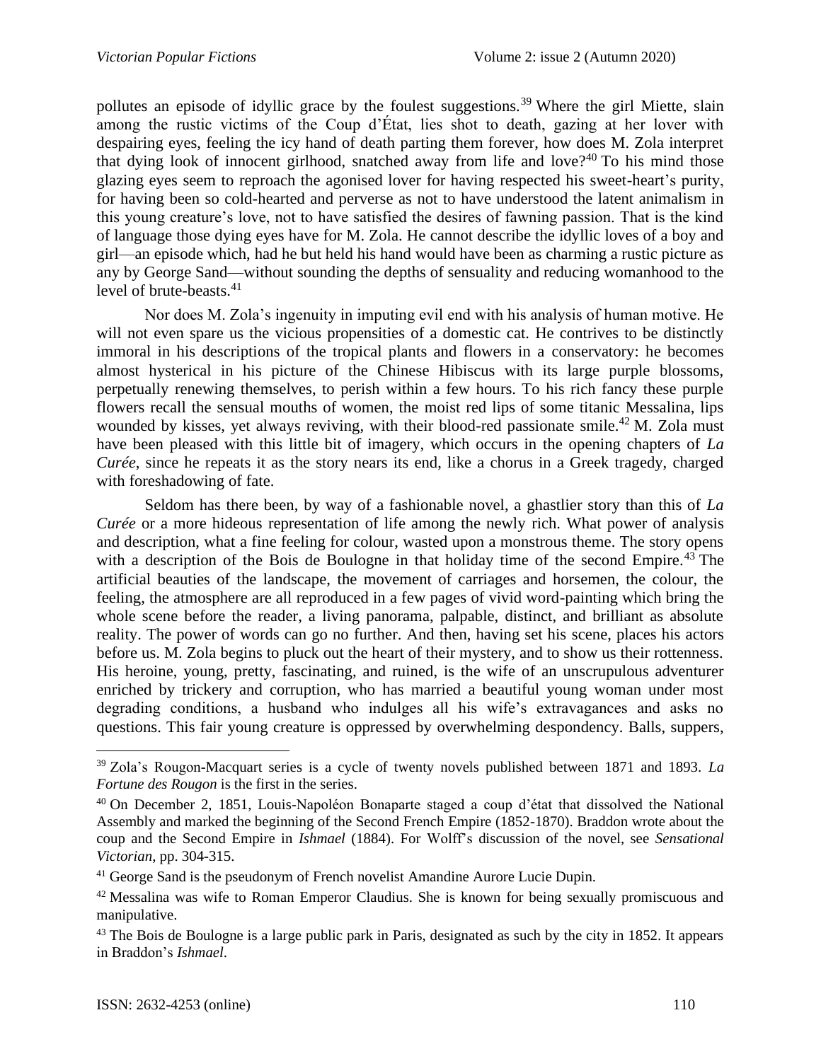pollutes an episode of idyllic grace by the foulest suggestions.[39] Where the girl Miette, slain among the rustic victims of the Coup d'État, lies shot to death, gazing at her lover with despairing eyes, feeling the icy hand of death parting them forever, how does M. Zola interpret that dying look of innocent girlhood, snatched away from life and love?[40] To his mind those glazing eyes seem to reproach the agonised lover for having respected his sweet-heart's purity, for having been so cold-hearted and perverse as not to have understood the latent animalism in this young creature's love, not to have satisfied the desires of fawning passion. That is the kind of language those dying eyes have for M. Zola. He cannot describe the idyllic loves of a boy and girl—an episode which, had he but held his hand would have been as charming a rustic picture as any by George Sand—without sounding the depths of sensuality and reducing womanhood to the level of brute-beasts.[41]

Nor does M. Zola's ingenuity in imputing evil end with his analysis of human motive. He will not even spare us the vicious propensities of a domestic cat. He contrives to be distinctly immoral in his descriptions of the tropical plants and flowers in a conservatory: he becomes almost hysterical in his picture of the Chinese Hibiscus with its large purple blossoms, perpetually renewing themselves, to perish within a few hours. To his rich fancy these purple flowers recall the sensual mouths of women, the moist red lips of some titanic Messalina, lips wounded by kisses, yet always reviving, with their blood-red passionate smile.[42] M. Zola must have been pleased with this little bit of imagery, which occurs in the opening chapters of *La Curée*, since he repeats it as the story nears its end, like a chorus in a Greek tragedy, charged with foreshadowing of fate.

Seldom has there been, by way of a fashionable novel, a ghastlier story than this of *La Curée* or a more hideous representation of life among the newly rich. What power of analysis and description, what a fine feeling for colour, wasted upon a monstrous theme. The story opens with a description of the Bois de Boulogne in that holiday time of the second Empire.[43] The artificial beauties of the landscape, the movement of carriages and horsemen, the colour, the feeling, the atmosphere are all reproduced in a few pages of vivid word-painting which bring the whole scene before the reader, a living panorama, palpable, distinct, and brilliant as absolute reality. The power of words can go no further. And then, having set his scene, places his actors before us. M. Zola begins to pluck out the heart of their mystery, and to show us their rottenness. His heroine, young, pretty, fascinating, and ruined, is the wife of an unscrupulous adventurer enriched by trickery and corruption, who has married a beautiful young woman under most degrading conditions, a husband who indulges all his wife's extravagances and asks no questions. This fair young creature is oppressed by overwhelming despondency. Balls, suppers,

---

[39] Zola's Rougon-Macquart series is a cycle of twenty novels published between 1871 and 1893. *La Fortune des Rougon* is the first in the series.

[40] On December 2, 1851, Louis-Napoléon Bonaparte staged a coup d'état that dissolved the National Assembly and marked the beginning of the Second French Empire (1852-1870). Braddon wrote about the coup and the Second Empire in *Ishmael* (1884). For Wolff's discussion of the novel, see *Sensational Victorian*, pp. 304-315.

[41] George Sand is the pseudonym of French novelist Amandine Aurore Lucie Dupin.

[42] Messalina was wife to Roman Emperor Claudius. She is known for being sexually promiscuous and manipulative.

[43] The Bois de Boulogne is a large public park in Paris, designated as such by the city in 1852. It appears in Braddon's *Ishmael*.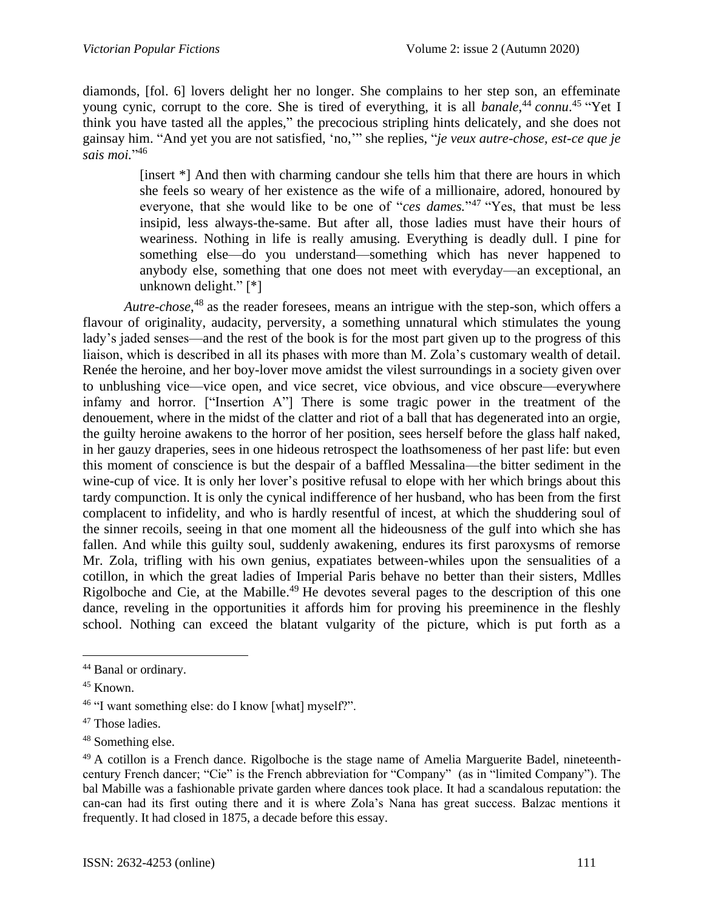diamonds, [fol. 6] lovers delight her no longer. She complains to her step son, an effeminate young cynic, corrupt to the core. She is tired of everything, it is all *banale*,[44] *connu*.[45] "Yet I think you have tasted all the apples," the precocious stripling hints delicately, and she does not gainsay him. "And yet you are not satisfied, 'no,'" she replies, "*je veux autre-chose, est-ce que je sais moi.*"[46]

> [insert *] And then with charming candour she tells him that there are hours in which she feels so weary of her existence as the wife of a millionaire, adored, honoured by everyone, that she would like to be one of "*ces dames.*"[47] "Yes, that must be less insipid, less always-the-same. But after all, those ladies must have their hours of weariness. Nothing in life is really amusing. Everything is deadly dull. I pine for something else—do you understand—something which has never happened to anybody else, something that one does not meet with everyday—an exceptional, an unknown delight." [*]

*Autre-chose*,[48] as the reader foresees, means an intrigue with the step-son, which offers a flavour of originality, audacity, perversity, a something unnatural which stimulates the young lady's jaded senses—and the rest of the book is for the most part given up to the progress of this liaison, which is described in all its phases with more than M. Zola's customary wealth of detail. Renée the heroine, and her boy-lover move amidst the vilest surroundings in a society given over to unblushing vice—vice open, and vice secret, vice obvious, and vice obscure—everywhere infamy and horror. ["Insertion A"] There is some tragic power in the treatment of the denouement, where in the midst of the clatter and riot of a ball that has degenerated into an orgie, the guilty heroine awakens to the horror of her position, sees herself before the glass half naked, in her gauzy draperies, sees in one hideous retrospect the loathsomeness of her past life: but even this moment of conscience is but the despair of a baffled Messalina—the bitter sediment in the wine-cup of vice. It is only her lover's positive refusal to elope with her which brings about this tardy compunction. It is only the cynical indifference of her husband, who has been from the first complacent to infidelity, and who is hardly resentful of incest, at which the shuddering soul of the sinner recoils, seeing in that one moment all the hideousness of the gulf into which she has fallen. And while this guilty soul, suddenly awakening, endures its first paroxysms of remorse Mr. Zola, trifling with his own genius, expatiates between-whiles upon the sensualities of a cotillon, in which the great ladies of Imperial Paris behave no better than their sisters, Mdlles Rigolboche and Cie, at the Mabille.[49] He devotes several pages to the description of this one dance, reveling in the opportunities it affords him for proving his preeminence in the fleshly school. Nothing can exceed the blatant vulgarity of the picture, which is put forth as a

---

[44] Banal or ordinary.

[45] Known.

[46] "I want something else: do I know [what] myself?".

[47] Those ladies.

[48] Something else.

[49] A cotillon is a French dance. Rigolboche is the stage name of Amelia Marguerite Badel, nineteenth-century French dancer; "Cie" is the French abbreviation for "Company" (as in "limited Company"). The bal Mabille was a fashionable private garden where dances took place. It had a scandalous reputation: the can-can had its first outing there and it is where Zola's Nana has great success. Balzac mentions it frequently. It had closed in 1875, a decade before this essay.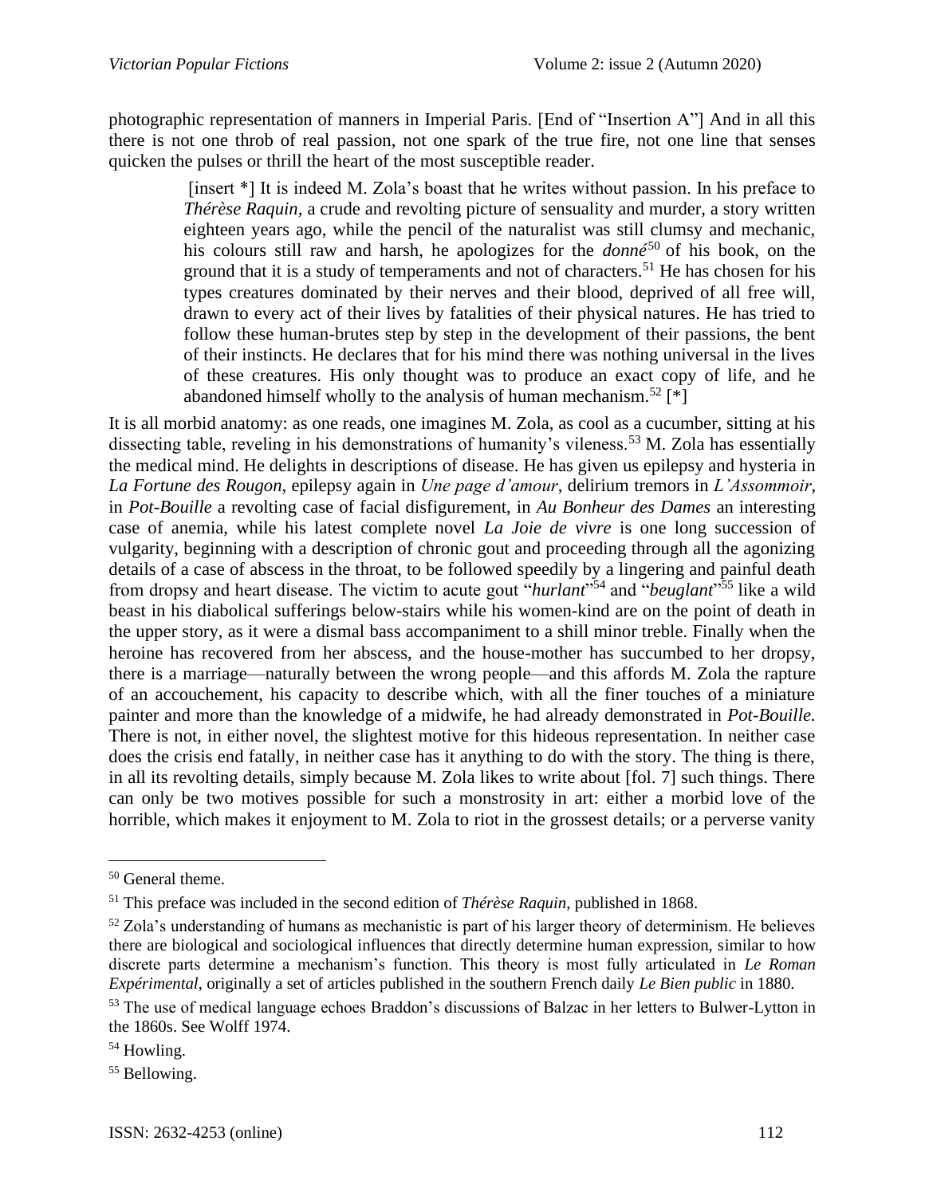photographic representation of manners in Imperial Paris. [End of "Insertion A"] And in all this there is not one throb of real passion, not one spark of the true fire, not one line that senses quicken the pulses or thrill the heart of the most susceptible reader.

> [insert *] It is indeed M. Zola's boast that he writes without passion. In his preface to *Thérèse Raquin*, a crude and revolting picture of sensuality and murder, a story written eighteen years ago, while the pencil of the naturalist was still clumsy and mechanic, his colours still raw and harsh, he apologizes for the *donné*[50] of his book, on the ground that it is a study of temperaments and not of characters.[51] He has chosen for his types creatures dominated by their nerves and their blood, deprived of all free will, drawn to every act of their lives by fatalities of their physical natures. He has tried to follow these human-brutes step by step in the development of their passions, the bent of their instincts. He declares that for his mind there was nothing universal in the lives of these creatures. His only thought was to produce an exact copy of life, and he abandoned himself wholly to the analysis of human mechanism.[52] [*]

It is all morbid anatomy: as one reads, one imagines M. Zola, as cool as a cucumber, sitting at his dissecting table, reveling in his demonstrations of humanity's vileness.[53] M. Zola has essentially the medical mind. He delights in descriptions of disease. He has given us epilepsy and hysteria in *La Fortune des Rougon*, epilepsy again in *Une page d'amour*, delirium tremors in *L'Assommoir*, in *Pot-Bouille* a revolting case of facial disfigurement, in *Au Bonheur des Dames* an interesting case of anemia, while his latest complete novel *La Joie de vivre* is one long succession of vulgarity, beginning with a description of chronic gout and proceeding through all the agonizing details of a case of abscess in the throat, to be followed speedily by a lingering and painful death from dropsy and heart disease. The victim to acute gout "*hurlant*"[54] and "*beuglant*"[55] like a wild beast in his diabolical sufferings below-stairs while his women-kind are on the point of death in the upper story, as it were a dismal bass accompaniment to a shill minor treble. Finally when the heroine has recovered from her abscess, and the house-mother has succumbed to her dropsy, there is a marriage—naturally between the wrong people—and this affords M. Zola the rapture of an accouchement, his capacity to describe which, with all the finer touches of a miniature painter and more than the knowledge of a midwife, he had already demonstrated in *Pot-Bouille*. There is not, in either novel, the slightest motive for this hideous representation. In neither case does the crisis end fatally, in neither case has it anything to do with the story. The thing is there, in all its revolting details, simply because M. Zola likes to write about [fol. 7] such things. There can only be two motives possible for such a monstrosity in art: either a morbid love of the horrible, which makes it enjoyment to M. Zola to riot in the grossest details; or a perverse vanity

---

[50] General theme.

[51] This preface was included in the second edition of *Thérèse Raquin*, published in 1868.

[52] Zola's understanding of humans as mechanistic is part of his larger theory of determinism. He believes there are biological and sociological influences that directly determine human expression, similar to how discrete parts determine a mechanism's function. This theory is most fully articulated in *Le Roman Expérimental*, originally a set of articles published in the southern French daily *Le Bien public* in 1880.

[53] The use of medical language echoes Braddon's discussions of Balzac in her letters to Bulwer-Lytton in the 1860s. See Wolff 1974.

[54] Howling.

[55] Bellowing.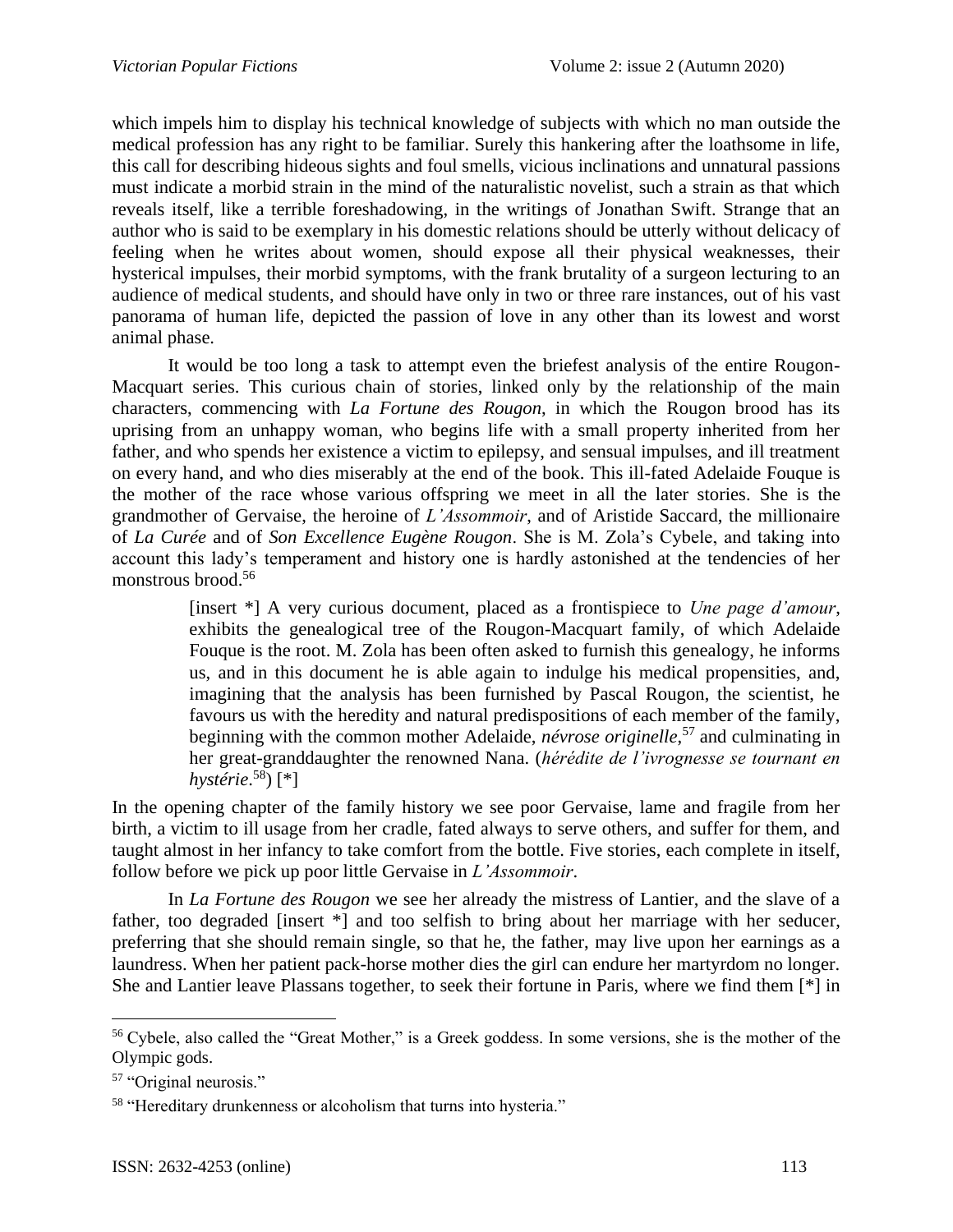which impels him to display his technical knowledge of subjects with which no man outside the medical profession has any right to be familiar. Surely this hankering after the loathsome in life, this call for describing hideous sights and foul smells, vicious inclinations and unnatural passions must indicate a morbid strain in the mind of the naturalistic novelist, such a strain as that which reveals itself, like a terrible foreshadowing, in the writings of Jonathan Swift. Strange that an author who is said to be exemplary in his domestic relations should be utterly without delicacy of feeling when he writes about women, should expose all their physical weaknesses, their hysterical impulses, their morbid symptoms, with the frank brutality of a surgeon lecturing to an audience of medical students, and should have only in two or three rare instances, out of his vast panorama of human life, depicted the passion of love in any other than its lowest and worst animal phase.

It would be too long a task to attempt even the briefest analysis of the entire Rougon-Macquart series. This curious chain of stories, linked only by the relationship of the main characters, commencing with *La Fortune des Rougon*, in which the Rougon brood has its uprising from an unhappy woman, who begins life with a small property inherited from her father, and who spends her existence a victim to epilepsy, and sensual impulses, and ill treatment on every hand, and who dies miserably at the end of the book. This ill-fated Adelaide Fouque is the mother of the race whose various offspring we meet in all the later stories. She is the grandmother of Gervaise, the heroine of *L'Assommoir*, and of Aristide Saccard, the millionaire of *La Curée* and of *Son Excellence Eugène Rougon*. She is M. Zola's Cybele, and taking into account this lady's temperament and history one is hardly astonished at the tendencies of her monstrous brood.[56]

> [insert *] A very curious document, placed as a frontispiece to *Une page d'amour*, exhibits the genealogical tree of the Rougon-Macquart family, of which Adelaide Fouque is the root. M. Zola has been often asked to furnish this genealogy, he informs us, and in this document he is able again to indulge his medical propensities, and, imagining that the analysis has been furnished by Pascal Rougon, the scientist, he favours us with the heredity and natural predispositions of each member of the family, beginning with the common mother Adelaide, *névrose originelle*,[57] and culminating in her great-granddaughter the renowned Nana. (*hérédite de l'ivrognesse se tournant en hystérie*.[58]) [*]

In the opening chapter of the family history we see poor Gervaise, lame and fragile from her birth, a victim to ill usage from her cradle, fated always to serve others, and suffer for them, and taught almost in her infancy to take comfort from the bottle. Five stories, each complete in itself, follow before we pick up poor little Gervaise in *L'Assommoir*.

In *La Fortune des Rougon* we see her already the mistress of Lantier, and the slave of a father, too degraded [insert *] and too selfish to bring about her marriage with her seducer, preferring that she should remain single, so that he, the father, may live upon her earnings as a laundress. When her patient pack-horse mother dies the girl can endure her martyrdom no longer. She and Lantier leave Plassans together, to seek their fortune in Paris, where we find them [*] in

---

[56] Cybele, also called the "Great Mother," is a Greek goddess. In some versions, she is the mother of the Olympic gods.

[57] "Original neurosis."

[58] "Hereditary drunkenness or alcoholism that turns into hysteria."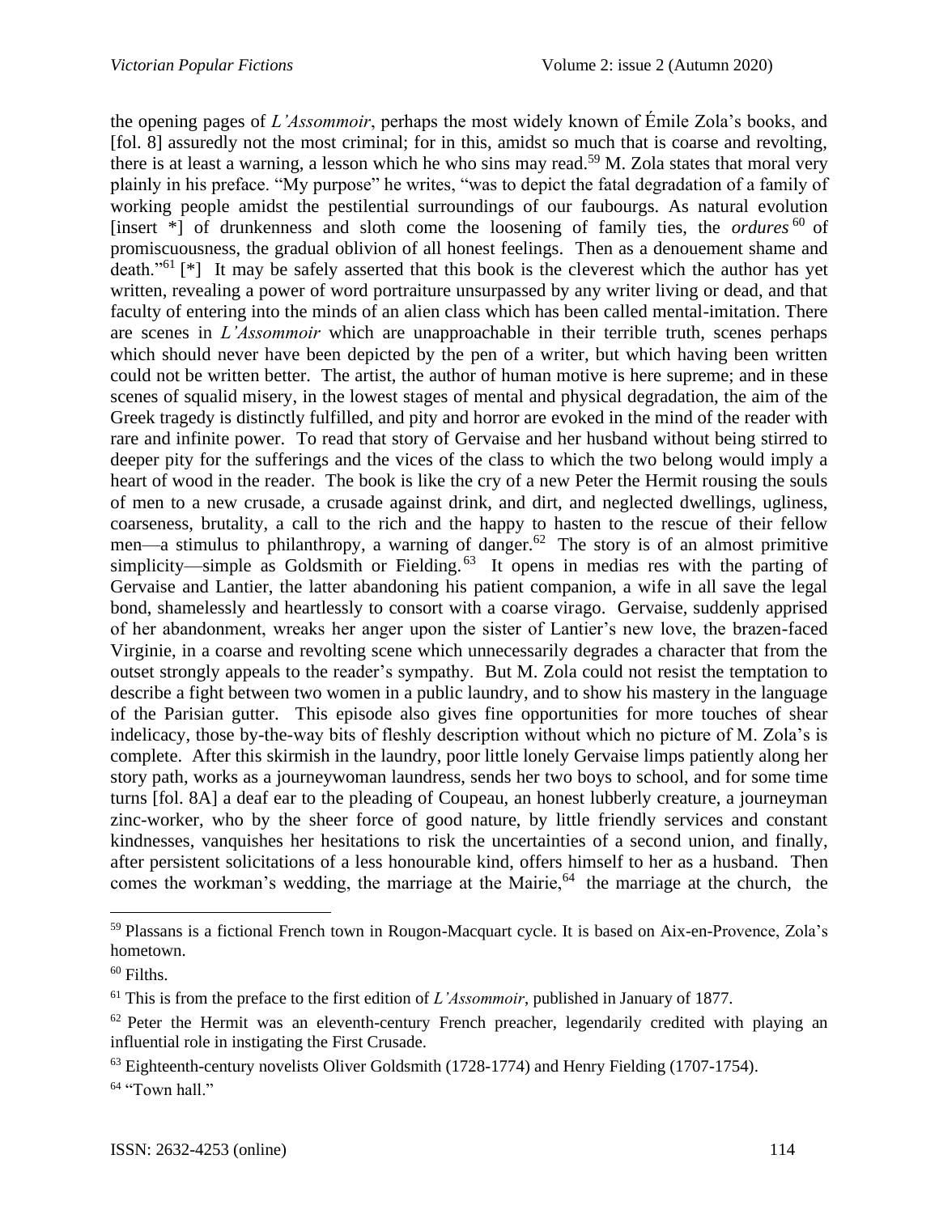the opening pages of *L'Assommoir*, perhaps the most widely known of Émile Zola's books, and [fol. 8] assuredly not the most criminal; for in this, amidst so much that is coarse and revolting, there is at least a warning, a lesson which he who sins may read.[59] M. Zola states that moral very plainly in his preface. "My purpose" he writes, "was to depict the fatal degradation of a family of working people amidst the pestilential surroundings of our faubourgs. As natural evolution [insert *] of drunkenness and sloth come the loosening of family ties, the *ordures*[60] of promiscuousness, the gradual oblivion of all honest feelings. Then as a denouement shame and death."[61] [*] It may be safely asserted that this book is the cleverest which the author has yet written, revealing a power of word portraiture unsurpassed by any writer living or dead, and that faculty of entering into the minds of an alien class which has been called mental-imitation. There are scenes in *L'Assommoir* which are unapproachable in their terrible truth, scenes perhaps which should never have been depicted by the pen of a writer, but which having been written could not be written better. The artist, the author of human motive is here supreme; and in these scenes of squalid misery, in the lowest stages of mental and physical degradation, the aim of the Greek tragedy is distinctly fulfilled, and pity and horror are evoked in the mind of the reader with rare and infinite power. To read that story of Gervaise and her husband without being stirred to deeper pity for the sufferings and the vices of the class to which the two belong would imply a heart of wood in the reader. The book is like the cry of a new Peter the Hermit rousing the souls of men to a new crusade, a crusade against drink, and dirt, and neglected dwellings, ugliness, coarseness, brutality, a call to the rich and the happy to hasten to the rescue of their fellow men—a stimulus to philanthropy, a warning of danger.[62] The story is of an almost primitive simplicity—simple as Goldsmith or Fielding.[63] It opens in medias res with the parting of Gervaise and Lantier, the latter abandoning his patient companion, a wife in all save the legal bond, shamelessly and heartlessly to consort with a coarse virago. Gervaise, suddenly apprised of her abandonment, wreaks her anger upon the sister of Lantier's new love, the brazen-faced Virginie, in a coarse and revolting scene which unnecessarily degrades a character that from the outset strongly appeals to the reader's sympathy. But M. Zola could not resist the temptation to describe a fight between two women in a public laundry, and to show his mastery in the language of the Parisian gutter. This episode also gives fine opportunities for more touches of shear indelicacy, those by-the-way bits of fleshly description without which no picture of M. Zola's is complete. After this skirmish in the laundry, poor little lonely Gervaise limps patiently along her story path, works as a journeywoman laundress, sends her two boys to school, and for some time turns [fol. 8A] a deaf ear to the pleading of Coupeau, an honest lubberly creature, a journeyman zinc-worker, who by the sheer force of good nature, by little friendly services and constant kindnesses, vanquishes her hesitations to risk the uncertainties of a second union, and finally, after persistent solicitations of a less honourable kind, offers himself to her as a husband. Then comes the workman's wedding, the marriage at the Mairie,[64] the marriage at the church, the

---

[59] Plassans is a fictional French town in Rougon-Macquart cycle. It is based on Aix-en-Provence, Zola's hometown.

[60] Filths.

[61] This is from the preface to the first edition of *L'Assommoir*, published in January of 1877.

[62] Peter the Hermit was an eleventh-century French preacher, legendarily credited with playing an influential role in instigating the First Crusade.

[63] Eighteenth-century novelists Oliver Goldsmith (1728-1774) and Henry Fielding (1707-1754).

[64] "Town hall."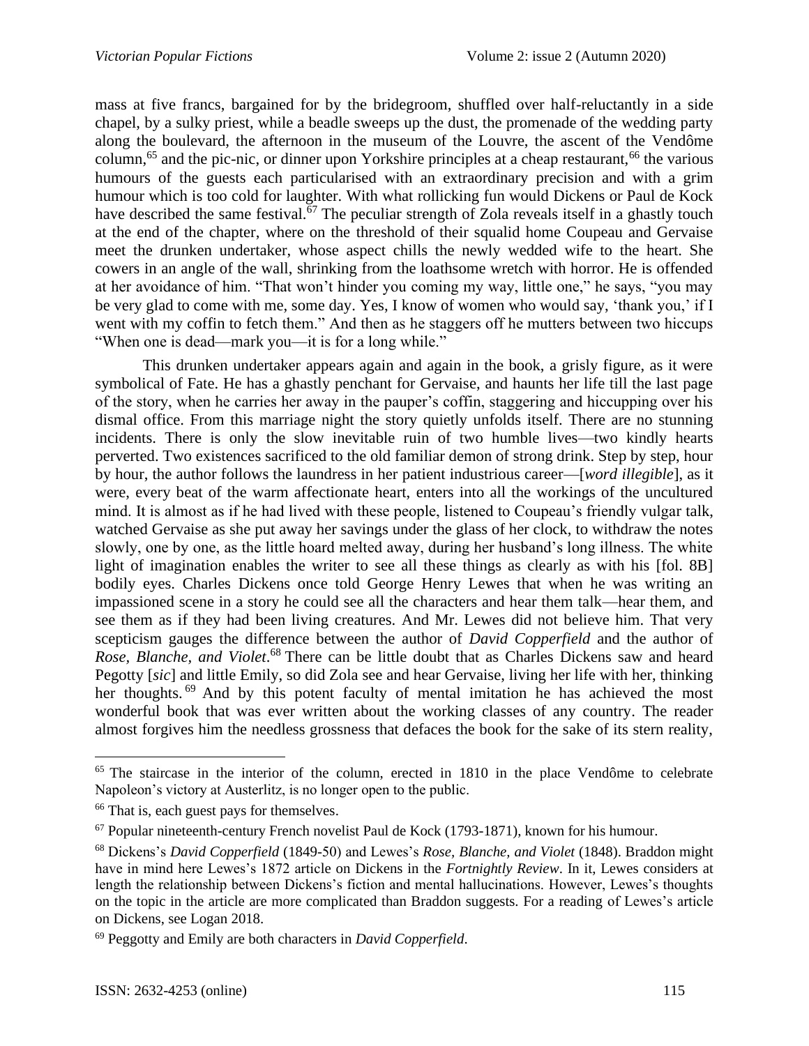mass at five francs, bargained for by the bridegroom, shuffled over half-reluctantly in a side chapel, by a sulky priest, while a beadle sweeps up the dust, the promenade of the wedding party along the boulevard, the afternoon in the museum of the Louvre, the ascent of the Vendôme column,[65] and the pic-nic, or dinner upon Yorkshire principles at a cheap restaurant,[66] the various humours of the guests each particularised with an extraordinary precision and with a grim humour which is too cold for laughter. With what rollicking fun would Dickens or Paul de Kock have described the same festival.[67] The peculiar strength of Zola reveals itself in a ghastly touch at the end of the chapter, where on the threshold of their squalid home Coupeau and Gervaise meet the drunken undertaker, whose aspect chills the newly wedded wife to the heart. She cowers in an angle of the wall, shrinking from the loathsome wretch with horror. He is offended at her avoidance of him. "That won't hinder you coming my way, little one," he says, "you may be very glad to come with me, some day. Yes, I know of women who would say, 'thank you,' if I went with my coffin to fetch them." And then as he staggers off he mutters between two hiccups "When one is dead—mark you—it is for a long while."

This drunken undertaker appears again and again in the book, a grisly figure, as it were symbolical of Fate. He has a ghastly penchant for Gervaise, and haunts her life till the last page of the story, when he carries her away in the pauper's coffin, staggering and hiccupping over his dismal office. From this marriage night the story quietly unfolds itself. There are no stunning incidents. There is only the slow inevitable ruin of two humble lives—two kindly hearts perverted. Two existences sacrificed to the old familiar demon of strong drink. Step by step, hour by hour, the author follows the laundress in her patient industrious career—[*word illegible*], as it were, every beat of the warm affectionate heart, enters into all the workings of the uncultured mind. It is almost as if he had lived with these people, listened to Coupeau's friendly vulgar talk, watched Gervaise as she put away her savings under the glass of her clock, to withdraw the notes slowly, one by one, as the little hoard melted away, during her husband's long illness. The white light of imagination enables the writer to see all these things as clearly as with his [fol. 8B] bodily eyes. Charles Dickens once told George Henry Lewes that when he was writing an impassioned scene in a story he could see all the characters and hear them talk—hear them, and see them as if they had been living creatures. And Mr. Lewes did not believe him. That very scepticism gauges the difference between the author of *David Copperfield* and the author of *Rose, Blanche, and Violet*.[68] There can be little doubt that as Charles Dickens saw and heard Pegotty [*sic*] and little Emily, so did Zola see and hear Gervaise, living her life with her, thinking her thoughts.[69] And by this potent faculty of mental imitation he has achieved the most wonderful book that was ever written about the working classes of any country. The reader almost forgives him the needless grossness that defaces the book for the sake of its stern reality,

---

[65] The staircase in the interior of the column, erected in 1810 in the place Vendôme to celebrate Napoleon's victory at Austerlitz, is no longer open to the public.

[66] That is, each guest pays for themselves.

[67] Popular nineteenth-century French novelist Paul de Kock (1793-1871), known for his humour.

[68] Dickens's *David Copperfield* (1849-50) and Lewes's *Rose, Blanche, and Violet* (1848). Braddon might have in mind here Lewes's 1872 article on Dickens in the *Fortnightly Review*. In it, Lewes considers at length the relationship between Dickens's fiction and mental hallucinations. However, Lewes's thoughts on the topic in the article are more complicated than Braddon suggests. For a reading of Lewes's article on Dickens, see Logan 2018.

[69] Peggotty and Emily are both characters in *David Copperfield*.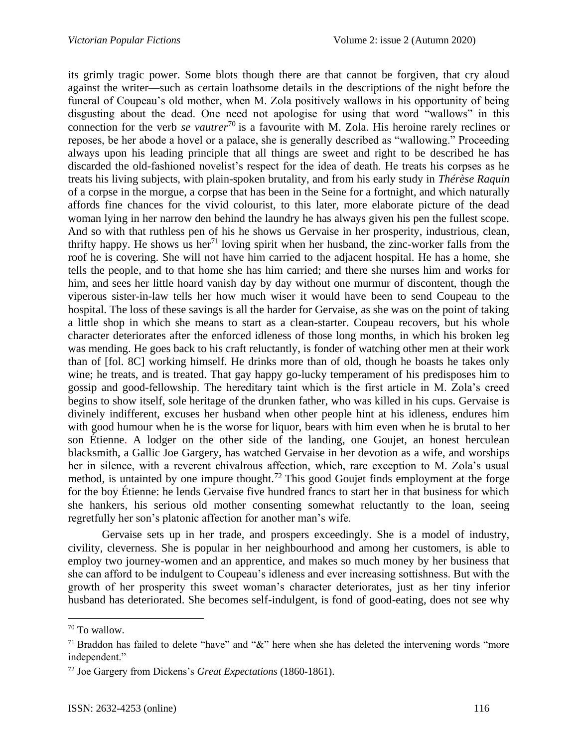its grimly tragic power. Some blots though there are that cannot be forgiven, that cry aloud against the writer—such as certain loathsome details in the descriptions of the night before the funeral of Coupeau's old mother, when M. Zola positively wallows in his opportunity of being disgusting about the dead. One need not apologise for using that word "wallows" in this connection for the verb *se vautrer*[70] is a favourite with M. Zola. His heroine rarely reclines or reposes, be her abode a hovel or a palace, she is generally described as "wallowing." Proceeding always upon his leading principle that all things are sweet and right to be described he has discarded the old-fashioned novelist's respect for the idea of death. He treats his corpses as he treats his living subjects, with plain-spoken brutality, and from his early study in *Thérèse Raquin* of a corpse in the morgue, a corpse that has been in the Seine for a fortnight, and which naturally affords fine chances for the vivid colourist, to this later, more elaborate picture of the dead woman lying in her narrow den behind the laundry he has always given his pen the fullest scope. And so with that ruthless pen of his he shows us Gervaise in her prosperity, industrious, clean, thrifty happy. He shows us her[71] loving spirit when her husband, the zinc-worker falls from the roof he is covering. She will not have him carried to the adjacent hospital. He has a home, she tells the people, and to that home she has him carried; and there she nurses him and works for him, and sees her little hoard vanish day by day without one murmur of discontent, though the viperous sister-in-law tells her how much wiser it would have been to send Coupeau to the hospital. The loss of these savings is all the harder for Gervaise, as she was on the point of taking a little shop in which she means to start as a clean-starter. Coupeau recovers, but his whole character deteriorates after the enforced idleness of those long months, in which his broken leg was mending. He goes back to his craft reluctantly, is fonder of watching other men at their work than of [fol. 8C] working himself. He drinks more than of old, though he boasts he takes only wine; he treats, and is treated. That gay happy go-lucky temperament of his predisposes him to gossip and good-fellowship. The hereditary taint which is the first article in M. Zola's creed begins to show itself, sole heritage of the drunken father, who was killed in his cups. Gervaise is divinely indifferent, excuses her husband when other people hint at his idleness, endures him with good humour when he is the worse for liquor, bears with him even when he is brutal to her son Étienne. A lodger on the other side of the landing, one Goujet, an honest herculean blacksmith, a Gallic Joe Gargery, has watched Gervaise in her devotion as a wife, and worships her in silence, with a reverent chivalrous affection, which, rare exception to M. Zola's usual method, is untainted by one impure thought.[72] This good Goujet finds employment at the forge for the boy Étienne: he lends Gervaise five hundred francs to start her in that business for which she hankers, his serious old mother consenting somewhat reluctantly to the loan, seeing regretfully her son's platonic affection for another man's wife.

Gervaise sets up in her trade, and prospers exceedingly. She is a model of industry, civility, cleverness. She is popular in her neighbourhood and among her customers, is able to employ two journey-women and an apprentice, and makes so much money by her business that she can afford to be indulgent to Coupeau's idleness and ever increasing sottishness. But with the growth of her prosperity this sweet woman's character deteriorates, just as her tiny inferior husband has deteriorated. She becomes self-indulgent, is fond of good-eating, does not see why

---

[70] To wallow.

[71] Braddon has failed to delete "have" and "&" here when she has deleted the intervening words "more independent."

[72] Joe Gargery from Dickens's *Great Expectations* (1860-1861).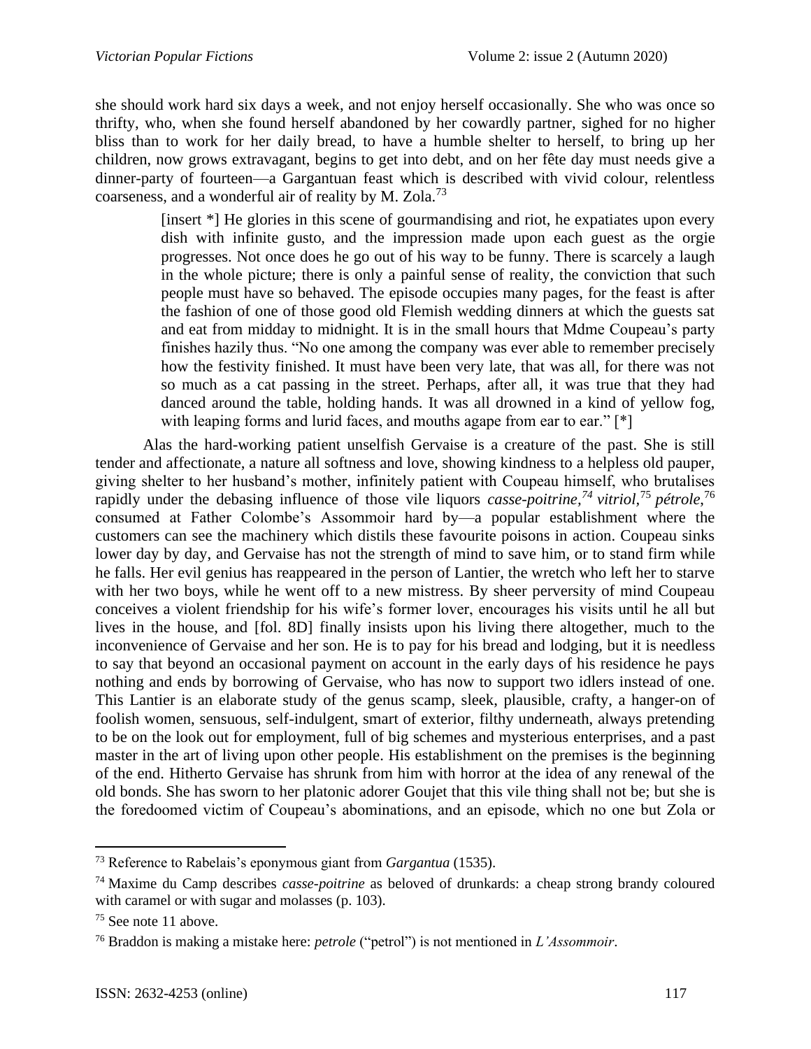she should work hard six days a week, and not enjoy herself occasionally. She who was once so thrifty, who, when she found herself abandoned by her cowardly partner, sighed for no higher bliss than to work for her daily bread, to have a humble shelter to herself, to bring up her children, now grows extravagant, begins to get into debt, and on her fête day must needs give a dinner-party of fourteen—a Gargantuan feast which is described with vivid colour, relentless coarseness, and a wonderful air of reality by M. Zola.[73]

> [insert *] He glories in this scene of gourmandising and riot, he expatiates upon every dish with infinite gusto, and the impression made upon each guest as the orgie progresses. Not once does he go out of his way to be funny. There is scarcely a laugh in the whole picture; there is only a painful sense of reality, the conviction that such people must have so behaved. The episode occupies many pages, for the feast is after the fashion of one of those good old Flemish wedding dinners at which the guests sat and eat from midday to midnight. It is in the small hours that Mdme Coupeau's party finishes hazily thus. "No one among the company was ever able to remember precisely how the festivity finished. It must have been very late, that was all, for there was not so much as a cat passing in the street. Perhaps, after all, it was true that they had danced around the table, holding hands. It was all drowned in a kind of yellow fog, with leaping forms and lurid faces, and mouths agape from ear to ear." [*]

Alas the hard-working patient unselfish Gervaise is a creature of the past. She is still tender and affectionate, a nature all softness and love, showing kindness to a helpless old pauper, giving shelter to her husband's mother, infinitely patient with Coupeau himself, who brutalises rapidly under the debasing influence of those vile liquors *casse-poitrine*,[74] *vitriol*,[75] *pétrole*,[76] consumed at Father Colombe's Assommoir hard by—a popular establishment where the customers can see the machinery which distils these favourite poisons in action. Coupeau sinks lower day by day, and Gervaise has not the strength of mind to save him, or to stand firm while he falls. Her evil genius has reappeared in the person of Lantier, the wretch who left her to starve with her two boys, while he went off to a new mistress. By sheer perversity of mind Coupeau conceives a violent friendship for his wife's former lover, encourages his visits until he all but lives in the house, and [fol. 8D] finally insists upon his living there altogether, much to the inconvenience of Gervaise and her son. He is to pay for his bread and lodging, but it is needless to say that beyond an occasional payment on account in the early days of his residence he pays nothing and ends by borrowing of Gervaise, who has now to support two idlers instead of one. This Lantier is an elaborate study of the genus scamp, sleek, plausible, crafty, a hanger-on of foolish women, sensuous, self-indulgent, smart of exterior, filthy underneath, always pretending to be on the look out for employment, full of big schemes and mysterious enterprises, and a past master in the art of living upon other people. His establishment on the premises is the beginning of the end. Hitherto Gervaise has shrunk from him with horror at the idea of any renewal of the old bonds. She has sworn to her platonic adorer Goujet that this vile thing shall not be; but she is the foredoomed victim of Coupeau's abominations, and an episode, which no one but Zola or

---

[73] Reference to Rabelais's eponymous giant from *Gargantua* (1535).

[74] Maxime du Camp describes *casse-poitrine* as beloved of drunkards: a cheap strong brandy coloured with caramel or with sugar and molasses (p. 103).

[75] See note 11 above.

[76] Braddon is making a mistake here: *petrole* ("petrol") is not mentioned in *L'Assommoir*.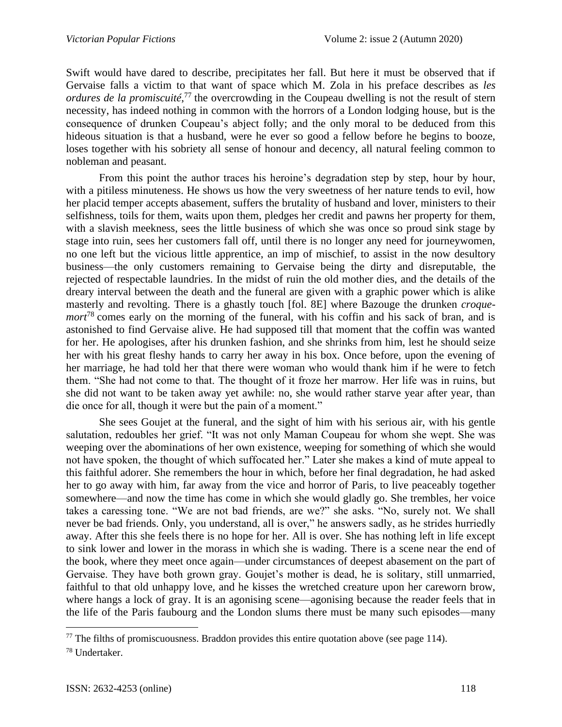Swift would have dared to describe, precipitates her fall. But here it must be observed that if Gervaise falls a victim to that want of space which M. Zola in his preface describes as *les ordures de la promiscuité*,[77] the overcrowding in the Coupeau dwelling is not the result of stern necessity, has indeed nothing in common with the horrors of a London lodging house, but is the consequence of drunken Coupeau's abject folly; and the only moral to be deduced from this hideous situation is that a husband, were he ever so good a fellow before he begins to booze, loses together with his sobriety all sense of honour and decency, all natural feeling common to nobleman and peasant.

From this point the author traces his heroine's degradation step by step, hour by hour, with a pitiless minuteness. He shows us how the very sweetness of her nature tends to evil, how her placid temper accepts abasement, suffers the brutality of husband and lover, ministers to their selfishness, toils for them, waits upon them, pledges her credit and pawns her property for them, with a slavish meekness, sees the little business of which she was once so proud sink stage by stage into ruin, sees her customers fall off, until there is no longer any need for journeywomen, no one left but the vicious little apprentice, an imp of mischief, to assist in the now desultory business—the only customers remaining to Gervaise being the dirty and disreputable, the rejected of respectable laundries. In the midst of ruin the old mother dies, and the details of the dreary interval between the death and the funeral are given with a graphic power which is alike masterly and revolting. There is a ghastly touch [fol. 8E] where Bazouge the drunken *croque-mort*[78] comes early on the morning of the funeral, with his coffin and his sack of bran, and is astonished to find Gervaise alive. He had supposed till that moment that the coffin was wanted for her. He apologises, after his drunken fashion, and she shrinks from him, lest he should seize her with his great fleshy hands to carry her away in his box. Once before, upon the evening of her marriage, he had told her that there were woman who would thank him if he were to fetch them. "She had not come to that. The thought of it froze her marrow. Her life was in ruins, but she did not want to be taken away yet awhile: no, she would rather starve year after year, than die once for all, though it were but the pain of a moment."

She sees Goujet at the funeral, and the sight of him with his serious air, with his gentle salutation, redoubles her grief. "It was not only Maman Coupeau for whom she wept. She was weeping over the abominations of her own existence, weeping for something of which she would not have spoken, the thought of which suffocated her." Later she makes a kind of mute appeal to this faithful adorer. She remembers the hour in which, before her final degradation, he had asked her to go away with him, far away from the vice and horror of Paris, to live peaceably together somewhere—and now the time has come in which she would gladly go. She trembles, her voice takes a caressing tone. "We are not bad friends, are we?" she asks. "No, surely not. We shall never be bad friends. Only, you understand, all is over," he answers sadly, as he strides hurriedly away. After this she feels there is no hope for her. All is over. She has nothing left in life except to sink lower and lower in the morass in which she is wading. There is a scene near the end of the book, where they meet once again—under circumstances of deepest abasement on the part of Gervaise. They have both grown gray. Goujet's mother is dead, he is solitary, still unmarried, faithful to that old unhappy love, and he kisses the wretched creature upon her careworn brow, where hangs a lock of gray. It is an agonising scene—agonising because the reader feels that in the life of the Paris faubourg and the London slums there must be many such episodes—many

[77] The filths of promiscuousness. Braddon provides this entire quotation above (see page 114).

[78] Undertaker.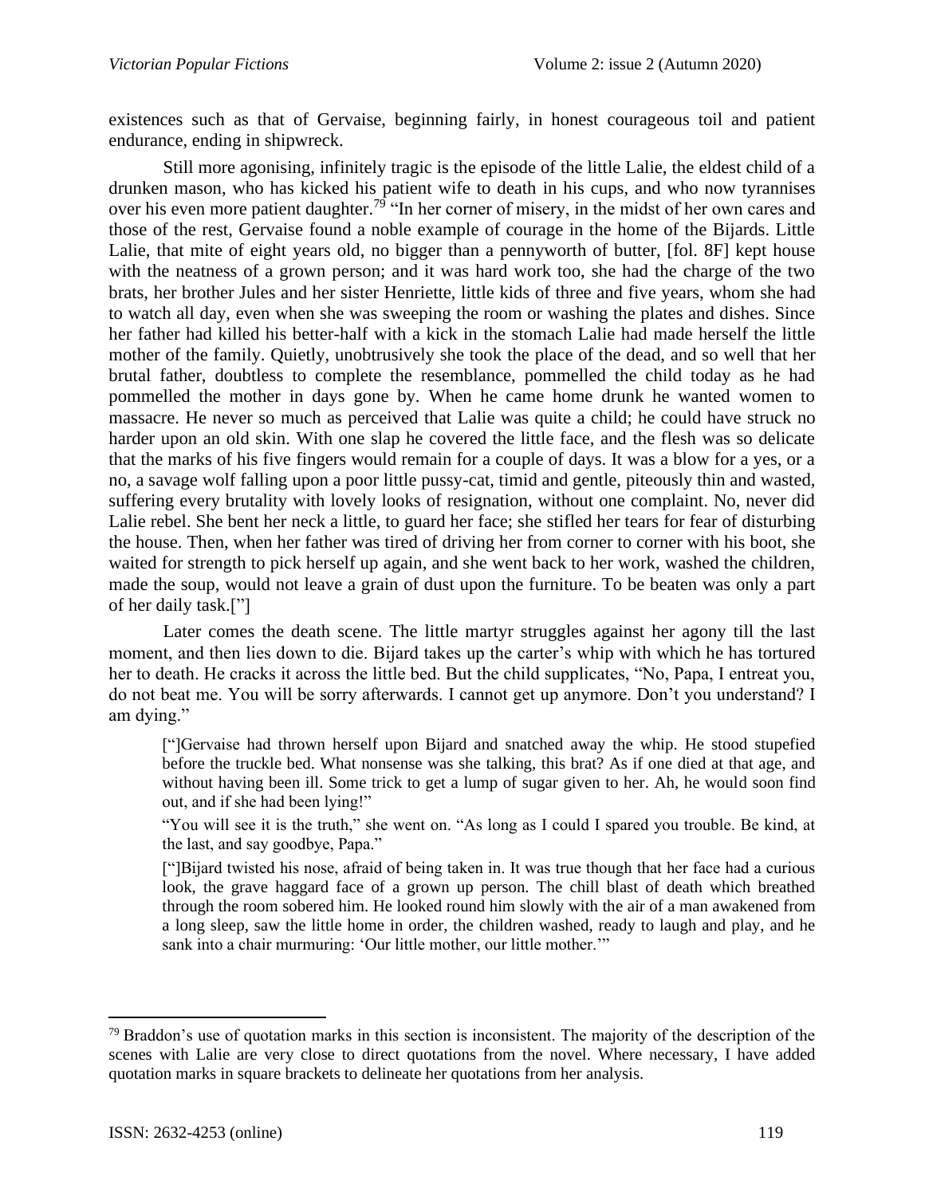existences such as that of Gervaise, beginning fairly, in honest courageous toil and patient endurance, ending in shipwreck.

Still more agonising, infinitely tragic is the episode of the little Lalie, the eldest child of a drunken mason, who has kicked his patient wife to death in his cups, and who now tyrannises over his even more patient daughter.[79] "In her corner of misery, in the midst of her own cares and those of the rest, Gervaise found a noble example of courage in the home of the Bijards. Little Lalie, that mite of eight years old, no bigger than a pennyworth of butter, [fol. 8F] kept house with the neatness of a grown person; and it was hard work too, she had the charge of the two brats, her brother Jules and her sister Henriette, little kids of three and five years, whom she had to watch all day, even when she was sweeping the room or washing the plates and dishes. Since her father had killed his better-half with a kick in the stomach Lalie had made herself the little mother of the family. Quietly, unobtrusively she took the place of the dead, and so well that her brutal father, doubtless to complete the resemblance, pommelled the child today as he had pommelled the mother in days gone by. When he came home drunk he wanted women to massacre. He never so much as perceived that Lalie was quite a child; he could have struck no harder upon an old skin. With one slap he covered the little face, and the flesh was so delicate that the marks of his five fingers would remain for a couple of days. It was a blow for a yes, or a no, a savage wolf falling upon a poor little pussy-cat, timid and gentle, piteously thin and wasted, suffering every brutality with lovely looks of resignation, without one complaint. No, never did Lalie rebel. She bent her neck a little, to guard her face; she stifled her tears for fear of disturbing the house. Then, when her father was tired of driving her from corner to corner with his boot, she waited for strength to pick herself up again, and she went back to her work, washed the children, made the soup, would not leave a grain of dust upon the furniture. To be beaten was only a part of her daily task.["]

Later comes the death scene. The little martyr struggles against her agony till the last moment, and then lies down to die. Bijard takes up the carter's whip with which he has tortured her to death. He cracks it across the little bed. But the child supplicates, "No, Papa, I entreat you, do not beat me. You will be sorry afterwards. I cannot get up anymore. Don't you understand? I am dying."

> ["]Gervaise had thrown herself upon Bijard and snatched away the whip. He stood stupefied before the truckle bed. What nonsense was she talking, this brat? As if one died at that age, and without having been ill. Some trick to get a lump of sugar given to her. Ah, he would soon find out, and if she had been lying!"
>
> "You will see it is the truth," she went on. "As long as I could I spared you trouble. Be kind, at the last, and say goodbye, Papa."
>
> ["]Bijard twisted his nose, afraid of being taken in. It was true though that her face had a curious look, the grave haggard face of a grown up person. The chill blast of death which breathed through the room sobered him. He looked round him slowly with the air of a man awakened from a long sleep, saw the little home in order, the children washed, ready to laugh and play, and he sank into a chair murmuring: 'Our little mother, our little mother.'"

---

[79] Braddon's use of quotation marks in this section is inconsistent. The majority of the description of the scenes with Lalie are very close to direct quotations from the novel. Where necessary, I have added quotation marks in square brackets to delineate her quotations from her analysis.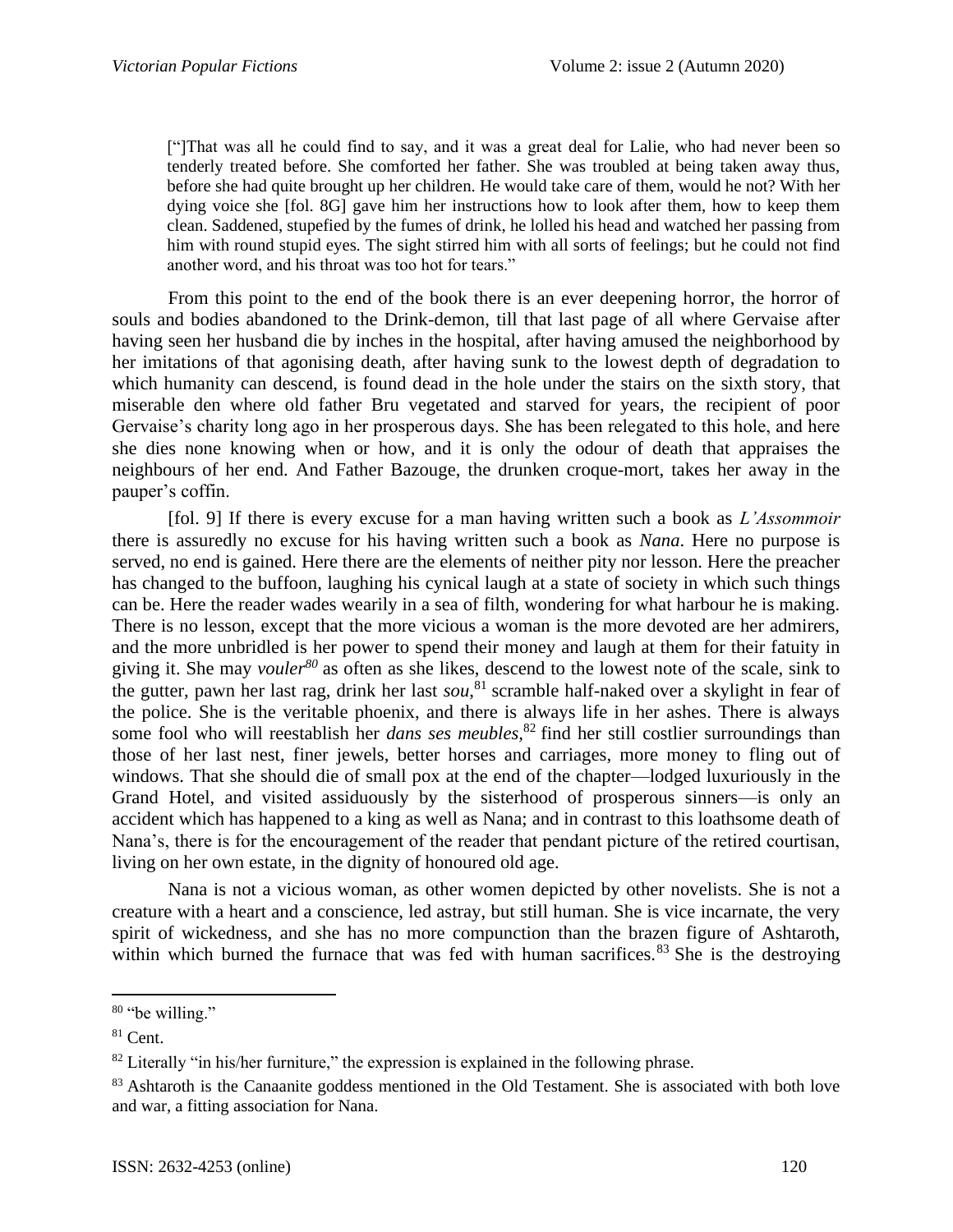> [“]That was all he could find to say, and it was a great deal for Lalie, who had never been so tenderly treated before. She comforted her father. She was troubled at being taken away thus, before she had quite brought up her children. He would take care of them, would he not? With her dying voice she [fol. 8G] gave him her instructions how to look after them, how to keep them clean. Saddened, stupefied by the fumes of drink, he lolled his head and watched her passing from him with round stupid eyes. The sight stirred him with all sorts of feelings; but he could not find another word, and his throat was too hot for tears.”

From this point to the end of the book there is an ever deepening horror, the horror of souls and bodies abandoned to the Drink-demon, till that last page of all where Gervaise after having seen her husband die by inches in the hospital, after having amused the neighborhood by her imitations of that agonising death, after having sunk to the lowest depth of degradation to which humanity can descend, is found dead in the hole under the stairs on the sixth story, that miserable den where old father Bru vegetated and starved for years, the recipient of poor Gervaise’s charity long ago in her prosperous days. She has been relegated to this hole, and here she dies none knowing when or how, and it is only the odour of death that appraises the neighbours of her end. And Father Bazouge, the drunken croque-mort, takes her away in the pauper’s coffin.

[fol. 9] If there is every excuse for a man having written such a book as *L’Assommoir* there is assuredly no excuse for his having written such a book as *Nana*. Here no purpose is served, no end is gained. Here there are the elements of neither pity nor lesson. Here the preacher has changed to the buffoon, laughing his cynical laugh at a state of society in which such things can be. Here the reader wades wearily in a sea of filth, wondering for what harbour he is making. There is no lesson, except that the more vicious a woman is the more devoted are her admirers, and the more unbridled is her power to spend their money and laugh at them for their fatuity in giving it. She may *vouler*[80] as often as she likes, descend to the lowest note of the scale, sink to the gutter, pawn her last rag, drink her last *sou*,[81] scramble half-naked over a skylight in fear of the police. She is the veritable phoenix, and there is always life in her ashes. There is always some fool who will reestablish her *dans ses meubles*,[82] find her still costlier surroundings than those of her last nest, finer jewels, better horses and carriages, more money to fling out of windows. That she should die of small pox at the end of the chapter—lodged luxuriously in the Grand Hotel, and visited assiduously by the sisterhood of prosperous sinners—is only an accident which has happened to a king as well as Nana; and in contrast to this loathsome death of Nana’s, there is for the encouragement of the reader that pendant picture of the retired courtisan, living on her own estate, in the dignity of honoured old age.

Nana is not a vicious woman, as other women depicted by other novelists. She is not a creature with a heart and a conscience, led astray, but still human. She is vice incarnate, the very spirit of wickedness, and she has no more compunction than the brazen figure of Ashtaroth, within which burned the furnace that was fed with human sacrifices.[83] She is the destroying

---

[80] “be willing.”

[81] Cent.

[82] Literally “in his/her furniture,” the expression is explained in the following phrase.

[83] Ashtaroth is the Canaanite goddess mentioned in the Old Testament. She is associated with both love and war, a fitting association for Nana.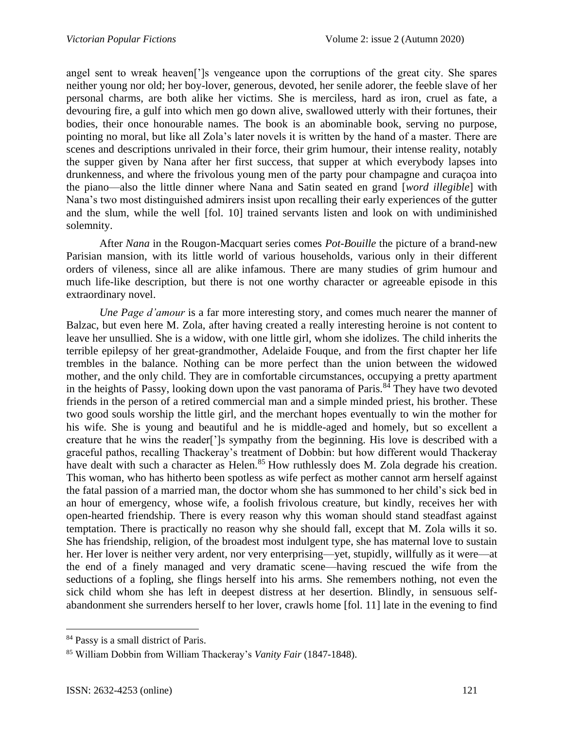angel sent to wreak heaven[']s vengeance upon the corruptions of the great city. She spares neither young nor old; her boy-lover, generous, devoted, her senile adorer, the feeble slave of her personal charms, are both alike her victims. She is merciless, hard as iron, cruel as fate, a devouring fire, a gulf into which men go down alive, swallowed utterly with their fortunes, their bodies, their once honourable names. The book is an abominable book, serving no purpose, pointing no moral, but like all Zola's later novels it is written by the hand of a master. There are scenes and descriptions unrivaled in their force, their grim humour, their intense reality, notably the supper given by Nana after her first success, that supper at which everybody lapses into drunkenness, and where the frivolous young men of the party pour champagne and curaçoa into the piano—also the little dinner where Nana and Satin seated en grand [*word illegible*] with Nana's two most distinguished admirers insist upon recalling their early experiences of the gutter and the slum, while the well [fol. 10] trained servants listen and look on with undiminished solemnity.

After *Nana* in the Rougon-Macquart series comes *Pot-Bouille* the picture of a brand-new Parisian mansion, with its little world of various households, various only in their different orders of vileness, since all are alike infamous. There are many studies of grim humour and much life-like description, but there is not one worthy character or agreeable episode in this extraordinary novel.

*Une Page d'amour* is a far more interesting story, and comes much nearer the manner of Balzac, but even here M. Zola, after having created a really interesting heroine is not content to leave her unsullied. She is a widow, with one little girl, whom she idolizes. The child inherits the terrible epilepsy of her great-grandmother, Adelaide Fouque, and from the first chapter her life trembles in the balance. Nothing can be more perfect than the union between the widowed mother, and the only child. They are in comfortable circumstances, occupying a pretty apartment in the heights of Passy, looking down upon the vast panorama of Paris.[84] They have two devoted friends in the person of a retired commercial man and a simple minded priest, his brother. These two good souls worship the little girl, and the merchant hopes eventually to win the mother for his wife. She is young and beautiful and he is middle-aged and homely, but so excellent a creature that he wins the reader[']s sympathy from the beginning. His love is described with a graceful pathos, recalling Thackeray's treatment of Dobbin: but how different would Thackeray have dealt with such a character as Helen.[85] How ruthlessly does M. Zola degrade his creation. This woman, who has hitherto been spotless as wife perfect as mother cannot arm herself against the fatal passion of a married man, the doctor whom she has summoned to her child's sick bed in an hour of emergency, whose wife, a foolish frivolous creature, but kindly, receives her with open-hearted friendship. There is every reason why this woman should stand steadfast against temptation. There is practically no reason why she should fall, except that M. Zola wills it so. She has friendship, religion, of the broadest most indulgent type, she has maternal love to sustain her. Her lover is neither very ardent, nor very enterprising—yet, stupidly, willfully as it were—at the end of a finely managed and very dramatic scene—having rescued the wife from the seductions of a fopling, she flings herself into his arms. She remembers nothing, not even the sick child whom she has left in deepest distress at her desertion. Blindly, in sensuous self-abandonment she surrenders herself to her lover, crawls home [fol. 11] late in the evening to find

---

[84] Passy is a small district of Paris.

[85] William Dobbin from William Thackeray's *Vanity Fair* (1847-1848).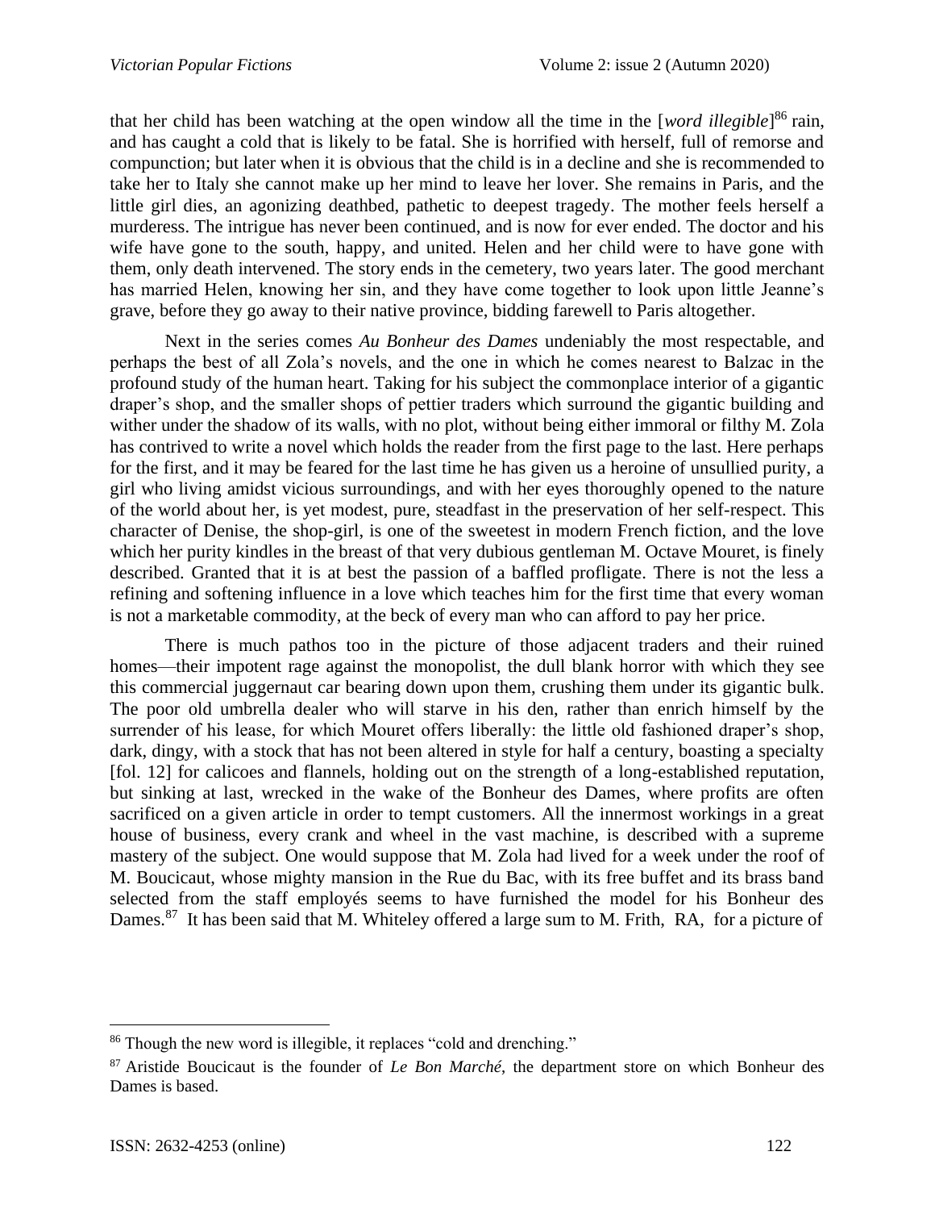that her child has been watching at the open window all the time in the [*word illegible*][86] rain, and has caught a cold that is likely to be fatal. She is horrified with herself, full of remorse and compunction; but later when it is obvious that the child is in a decline and she is recommended to take her to Italy she cannot make up her mind to leave her lover. She remains in Paris, and the little girl dies, an agonizing deathbed, pathetic to deepest tragedy. The mother feels herself a murderess. The intrigue has never been continued, and is now for ever ended. The doctor and his wife have gone to the south, happy, and united. Helen and her child were to have gone with them, only death intervened. The story ends in the cemetery, two years later. The good merchant has married Helen, knowing her sin, and they have come together to look upon little Jeanne's grave, before they go away to their native province, bidding farewell to Paris altogether.

Next in the series comes *Au Bonheur des Dames* undeniably the most respectable, and perhaps the best of all Zola's novels, and the one in which he comes nearest to Balzac in the profound study of the human heart. Taking for his subject the commonplace interior of a gigantic draper's shop, and the smaller shops of pettier traders which surround the gigantic building and wither under the shadow of its walls, with no plot, without being either immoral or filthy M. Zola has contrived to write a novel which holds the reader from the first page to the last. Here perhaps for the first, and it may be feared for the last time he has given us a heroine of unsullied purity, a girl who living amidst vicious surroundings, and with her eyes thoroughly opened to the nature of the world about her, is yet modest, pure, steadfast in the preservation of her self-respect. This character of Denise, the shop-girl, is one of the sweetest in modern French fiction, and the love which her purity kindles in the breast of that very dubious gentleman M. Octave Mouret, is finely described. Granted that it is at best the passion of a baffled profligate. There is not the less a refining and softening influence in a love which teaches him for the first time that every woman is not a marketable commodity, at the beck of every man who can afford to pay her price.

There is much pathos too in the picture of those adjacent traders and their ruined homes—their impotent rage against the monopolist, the dull blank horror with which they see this commercial juggernaut car bearing down upon them, crushing them under its gigantic bulk. The poor old umbrella dealer who will starve in his den, rather than enrich himself by the surrender of his lease, for which Mouret offers liberally: the little old fashioned draper's shop, dark, dingy, with a stock that has not been altered in style for half a century, boasting a specialty [fol. 12] for calicoes and flannels, holding out on the strength of a long-established reputation, but sinking at last, wrecked in the wake of the Bonheur des Dames, where profits are often sacrificed on a given article in order to tempt customers. All the innermost workings in a great house of business, every crank and wheel in the vast machine, is described with a supreme mastery of the subject. One would suppose that M. Zola had lived for a week under the roof of M. Boucicaut, whose mighty mansion in the Rue du Bac, with its free buffet and its brass band selected from the staff employés seems to have furnished the model for his Bonheur des Dames.[87] It has been said that M. Whiteley offered a large sum to M. Frith, RA, for a picture of

---

[86] Though the new word is illegible, it replaces "cold and drenching."

[87] Aristide Boucicaut is the founder of *Le Bon Marché*, the department store on which Bonheur des Dames is based.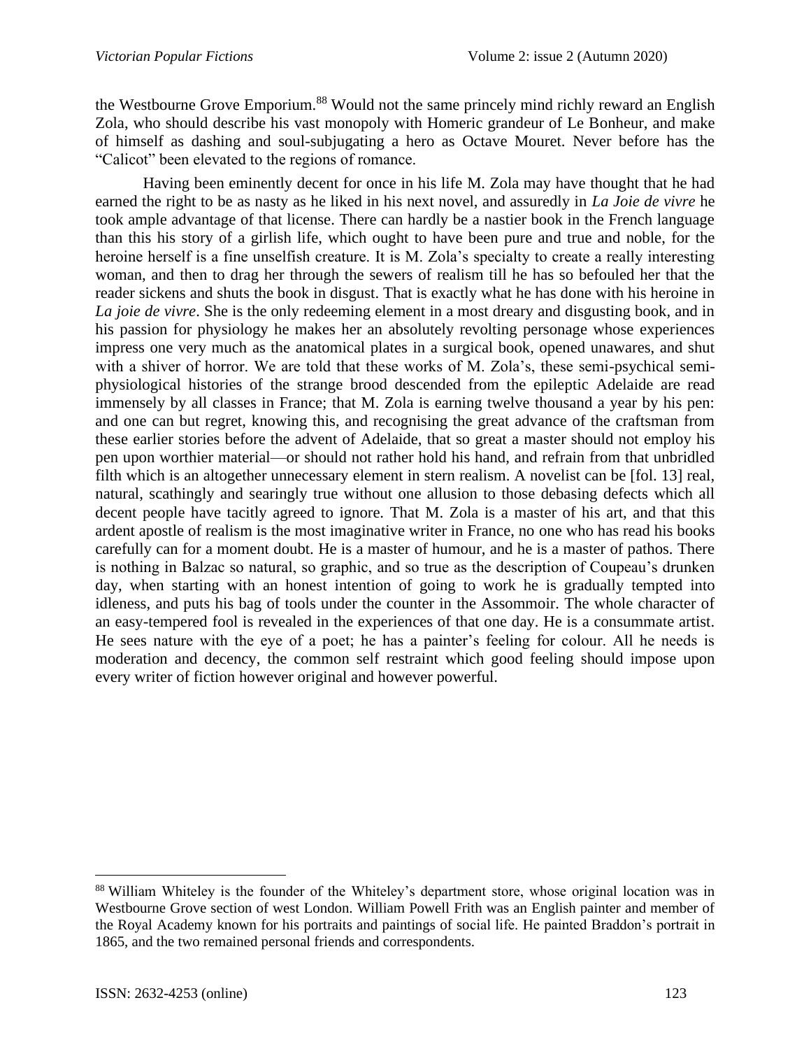the Westbourne Grove Emporium.[88] Would not the same princely mind richly reward an English Zola, who should describe his vast monopoly with Homeric grandeur of Le Bonheur, and make of himself as dashing and soul-subjugating a hero as Octave Mouret. Never before has the "Calicot" been elevated to the regions of romance.

Having been eminently decent for once in his life M. Zola may have thought that he had earned the right to be as nasty as he liked in his next novel, and assuredly in *La Joie de vivre* he took ample advantage of that license. There can hardly be a nastier book in the French language than this his story of a girlish life, which ought to have been pure and true and noble, for the heroine herself is a fine unselfish creature. It is M. Zola's specialty to create a really interesting woman, and then to drag her through the sewers of realism till he has so befouled her that the reader sickens and shuts the book in disgust. That is exactly what he has done with his heroine in *La joie de vivre*. She is the only redeeming element in a most dreary and disgusting book, and in his passion for physiology he makes her an absolutely revolting personage whose experiences impress one very much as the anatomical plates in a surgical book, opened unawares, and shut with a shiver of horror. We are told that these works of M. Zola's, these semi-psychical semi-physiological histories of the strange brood descended from the epileptic Adelaide are read immensely by all classes in France; that M. Zola is earning twelve thousand a year by his pen: and one can but regret, knowing this, and recognising the great advance of the craftsman from these earlier stories before the advent of Adelaide, that so great a master should not employ his pen upon worthier material—or should not rather hold his hand, and refrain from that unbridled filth which is an altogether unnecessary element in stern realism. A novelist can be [fol. 13] real, natural, scathingly and searingly true without one allusion to those debasing defects which all decent people have tacitly agreed to ignore. That M. Zola is a master of his art, and that this ardent apostle of realism is the most imaginative writer in France, no one who has read his books carefully can for a moment doubt. He is a master of humour, and he is a master of pathos. There is nothing in Balzac so natural, so graphic, and so true as the description of Coupeau's drunken day, when starting with an honest intention of going to work he is gradually tempted into idleness, and puts his bag of tools under the counter in the Assommoir. The whole character of an easy-tempered fool is revealed in the experiences of that one day. He is a consummate artist. He sees nature with the eye of a poet; he has a painter's feeling for colour. All he needs is moderation and decency, the common self restraint which good feeling should impose upon every writer of fiction however original and however powerful.

---

[88] William Whiteley is the founder of the Whiteley's department store, whose original location was in Westbourne Grove section of west London. William Powell Frith was an English painter and member of the Royal Academy known for his portraits and paintings of social life. He painted Braddon's portrait in 1865, and the two remained personal friends and correspondents.